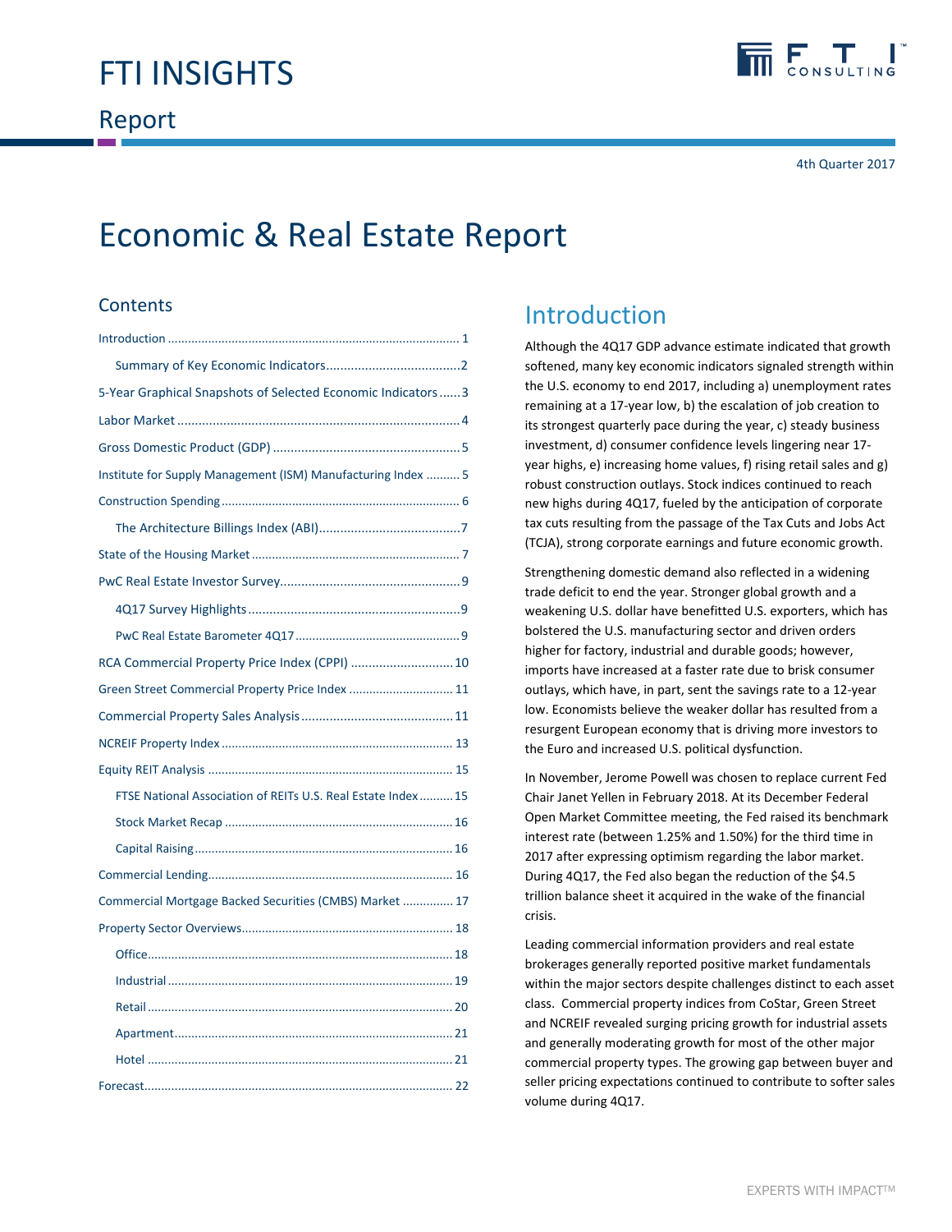# FTI INSIGHTS

## Report

4th Quarter 2017

# Economic & Real Estate Report

## Contents

- Introduction ..... 1
  - Summary of Key Economic Indicators ..... 2
- 5-Year Graphical Snapshots of Selected Economic Indicators ..... 3
- Labor Market ..... 4
- Gross Domestic Product (GDP) ..... 5
- Institute for Supply Management (ISM) Manufacturing Index ..... 5
- Construction Spending ..... 6
  - The Architecture Billings Index (ABI) ..... 7
- State of the Housing Market ..... 7
- PwC Real Estate Investor Survey ..... 9
  - 4Q17 Survey Highlights ..... 9
  - PwC Real Estate Barometer 4Q17 ..... 9
- RCA Commercial Property Price Index (CPPI) ..... 10
- Green Street Commercial Property Price Index ..... 11
- Commercial Property Sales Analysis ..... 11
- NCREIF Property Index ..... 13
- Equity REIT Analysis ..... 15
  - FTSE National Association of REITs U.S. Real Estate Index ..... 15
  - Stock Market Recap ..... 16
  - Capital Raising ..... 16
- Commercial Lending ..... 16
- Commercial Mortgage Backed Securities (CMBS) Market ..... 17
- Property Sector Overviews ..... 18
  - Office ..... 18
  - Industrial ..... 19
  - Retail ..... 20
  - Apartment ..... 21
  - Hotel ..... 21
- Forecast ..... 22

## Introduction

Although the 4Q17 GDP advance estimate indicated that growth softened, many key economic indicators signaled strength within the U.S. economy to end 2017, including a) unemployment rates remaining at a 17-year low, b) the escalation of job creation to its strongest quarterly pace during the year, c) steady business investment, d) consumer confidence levels lingering near 17-year highs, e) increasing home values, f) rising retail sales and g) robust construction outlays. Stock indices continued to reach new highs during 4Q17, fueled by the anticipation of corporate tax cuts resulting from the passage of the Tax Cuts and Jobs Act (TCJA), strong corporate earnings and future economic growth.

Strengthening domestic demand also reflected in a widening trade deficit to end the year. Stronger global growth and a weakening U.S. dollar have benefitted U.S. exporters, which has bolstered the U.S. manufacturing sector and driven orders higher for factory, industrial and durable goods; however, imports have increased at a faster rate due to brisk consumer outlays, which have, in part, sent the savings rate to a 12-year low. Economists believe the weaker dollar has resulted from a resurgent European economy that is driving more investors to the Euro and increased U.S. political dysfunction.

In November, Jerome Powell was chosen to replace current Fed Chair Janet Yellen in February 2018. At its December Federal Open Market Committee meeting, the Fed raised its benchmark interest rate (between 1.25% and 1.50%) for the third time in 2017 after expressing optimism regarding the labor market. During 4Q17, the Fed also began the reduction of the $4.5 trillion balance sheet it acquired in the wake of the financial crisis.

Leading commercial information providers and real estate brokerages generally reported positive market fundamentals within the major sectors despite challenges distinct to each asset class. Commercial property indices from CoStar, Green Street and NCREIF revealed surging pricing growth for industrial assets and generally moderating growth for most of the other major commercial property types. The growing gap between buyer and seller pricing expectations continued to contribute to softer sales volume during 4Q17.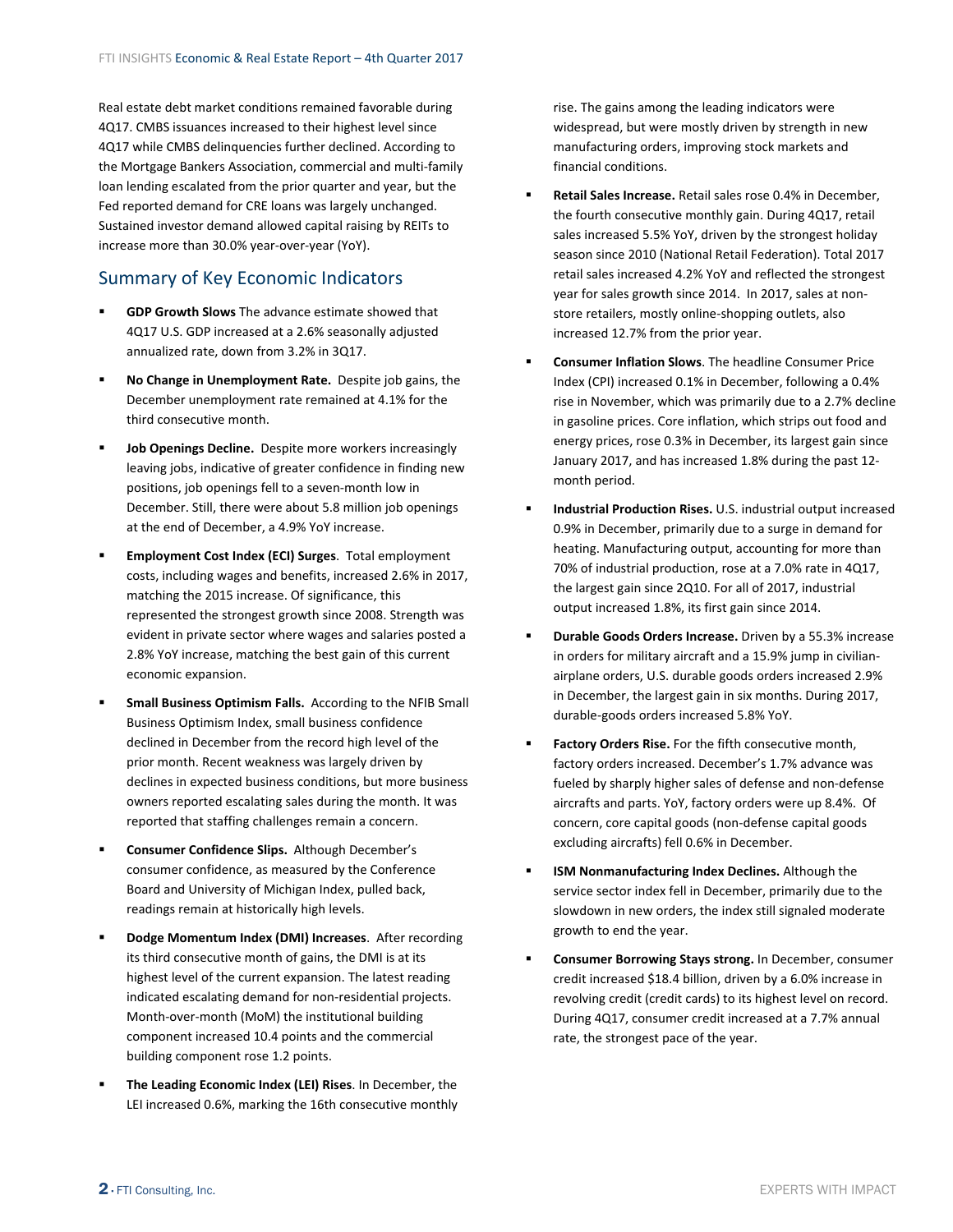Real estate debt market conditions remained favorable during 4Q17. CMBS issuances increased to their highest level since 4Q17 while CMBS delinquencies further declined. According to the Mortgage Bankers Association, commercial and multi-family loan lending escalated from the prior quarter and year, but the Fed reported demand for CRE loans was largely unchanged. Sustained investor demand allowed capital raising by REITs to increase more than 30.0% year-over-year (YoY).

## Summary of Key Economic Indicators

- **GDP Growth Slows** The advance estimate showed that 4Q17 U.S. GDP increased at a 2.6% seasonally adjusted annualized rate, down from 3.2% in 3Q17.
- **No Change in Unemployment Rate.** Despite job gains, the December unemployment rate remained at 4.1% for the third consecutive month.
- **Job Openings Decline.** Despite more workers increasingly leaving jobs, indicative of greater confidence in finding new positions, job openings fell to a seven-month low in December. Still, there were about 5.8 million job openings at the end of December, a 4.9% YoY increase.
- **Employment Cost Index (ECI) Surges**. Total employment costs, including wages and benefits, increased 2.6% in 2017, matching the 2015 increase. Of significance, this represented the strongest growth since 2008. Strength was evident in private sector where wages and salaries posted a 2.8% YoY increase, matching the best gain of this current economic expansion.
- **Small Business Optimism Falls.** According to the NFIB Small Business Optimism Index, small business confidence declined in December from the record high level of the prior month. Recent weakness was largely driven by declines in expected business conditions, but more business owners reported escalating sales during the month. It was reported that staffing challenges remain a concern.
- **Consumer Confidence Slips.** Although December's consumer confidence, as measured by the Conference Board and University of Michigan Index, pulled back, readings remain at historically high levels.
- **Dodge Momentum Index (DMI) Increases**. After recording its third consecutive month of gains, the DMI is at its highest level of the current expansion. The latest reading indicated escalating demand for non-residential projects. Month-over-month (MoM) the institutional building component increased 10.4 points and the commercial building component rose 1.2 points.
- **The Leading Economic Index (LEI) Rises**. In December, the LEI increased 0.6%, marking the 16th consecutive monthly rise. The gains among the leading indicators were widespread, but were mostly driven by strength in new manufacturing orders, improving stock markets and financial conditions.
- **Retail Sales Increase.** Retail sales rose 0.4% in December, the fourth consecutive monthly gain. During 4Q17, retail sales increased 5.5% YoY, driven by the strongest holiday season since 2010 (National Retail Federation). Total 2017 retail sales increased 4.2% YoY and reflected the strongest year for sales growth since 2014. In 2017, sales at non-store retailers, mostly online-shopping outlets, also increased 12.7% from the prior year.
- **Consumer Inflation Slows**. The headline Consumer Price Index (CPI) increased 0.1% in December, following a 0.4% rise in November, which was primarily due to a 2.7% decline in gasoline prices. Core inflation, which strips out food and energy prices, rose 0.3% in December, its largest gain since January 2017, and has increased 1.8% during the past 12-month period.
- **Industrial Production Rises.** U.S. industrial output increased 0.9% in December, primarily due to a surge in demand for heating. Manufacturing output, accounting for more than 70% of industrial production, rose at a 7.0% rate in 4Q17, the largest gain since 2Q10. For all of 2017, industrial output increased 1.8%, its first gain since 2014.
- **Durable Goods Orders Increase.** Driven by a 55.3% increase in orders for military aircraft and a 15.9% jump in civilian-airplane orders, U.S. durable goods orders increased 2.9% in December, the largest gain in six months. During 2017, durable-goods orders increased 5.8% YoY.
- **Factory Orders Rise.** For the fifth consecutive month, factory orders increased. December's 1.7% advance was fueled by sharply higher sales of defense and non-defense aircrafts and parts. YoY, factory orders were up 8.4%. Of concern, core capital goods (non-defense capital goods excluding aircrafts) fell 0.6% in December.
- **ISM Nonmanufacturing Index Declines.** Although the service sector index fell in December, primarily due to the slowdown in new orders, the index still signaled moderate growth to end the year.
- **Consumer Borrowing Stays strong.** In December, consumer credit increased $18.4 billion, driven by a 6.0% increase in revolving credit (credit cards) to its highest level on record. During 4Q17, consumer credit increased at a 7.7% annual rate, the strongest pace of the year.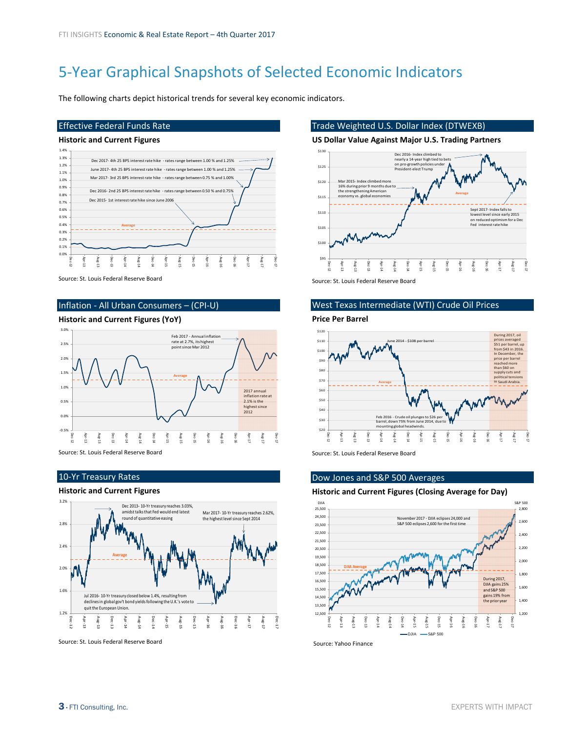# 5-Year Graphical Snapshots of Selected Economic Indicators

The following charts depict historical trends for several key economic indicators.

## Effective Federal Funds Rate

### Historic and Current Figures

Dec 2017- 4th 25 BPS interest rate hike - rates range between 1.00 % and 1.25%

June 2017- 4th 25 BPS interest rate hike - rates range between 1.00 % and 1.25%

Mar 2017- 3rd 25 BPS interest rate hike - rates range between 0.75 % and 1.00%

Dec 2016- 2nd 25 BPS interest rate hike - rates range between 0.50 % and 0.75%

Dec 2015- 1st interest rate hike since June 2006

Source: St. Louis Federal Reserve Board

## Trade Weighted U.S. Dollar Index (DTWEXB)

### US Dollar Value Against Major U.S. Trading Partners

Dec 2016- Index climbed to nearly a 14-year high tied to bets on pro-growth policies under President-elect Trump

Mar 2015- Index climbed more 16% during prior 9 months due to the strengthening American economy vs. global economies

Sept 2017- Index falls to lowest level since early 2015 on reduced optimism for a Dec Fed interest rate hike

Source: St. Louis Federal Reserve Board

## Inflation - All Urban Consumers – (CPI-U)

### Historic and Current Figures (YoY)

Feb 2017 - Annual inflation rate at 2.7%, its highest point since Mar 2012

2017 annual inflation rate at 2.1% is the highest since 2012

Source: St. Louis Federal Reserve Board

## West Texas Intermediate (WTI) Crude Oil Prices

### Price Per Barrel

June 2014 - $108 per barrel

During 2017, oil prices averaged $51 per barrel, up from $43 in 2016. In December, the price per barrel reached more than $60 on supply cuts and political tensions in Saudi Arabia.

Feb 2016 - Crude oil plunges to $26 per barrel, down 75% from June 2014, due to mounting global headwinds.

Source: St. Louis Federal Reserve Board

## 10-Yr Treasury Rates

### Historic and Current Figures

Dec 2013- 10-Yr treasury reaches 3.03%, amidst talks that Fed would end latest round of quantitative easing

Mar 2017- 10-Yr treasury reaches 2.62%, the highest level since Sept 2014

Jul 2016- 10-Yr treasury closed below 1.4%, resulting from declines in global gov't bond yields following the U.K.'s vote to quit the European Union.

Source: St. Louis Federal Reserve Board

## Dow Jones and S&P 500 Averages

### Historic and Current Figures (Closing Average for Day)

November 2017 - DJIA eclipses 24,000 and S&P 500 eclipses 2,600 for the first time

During 2017, DJIA gains 25% and S&P 500 gains 19% from the prior year

Source: Yahoo Finance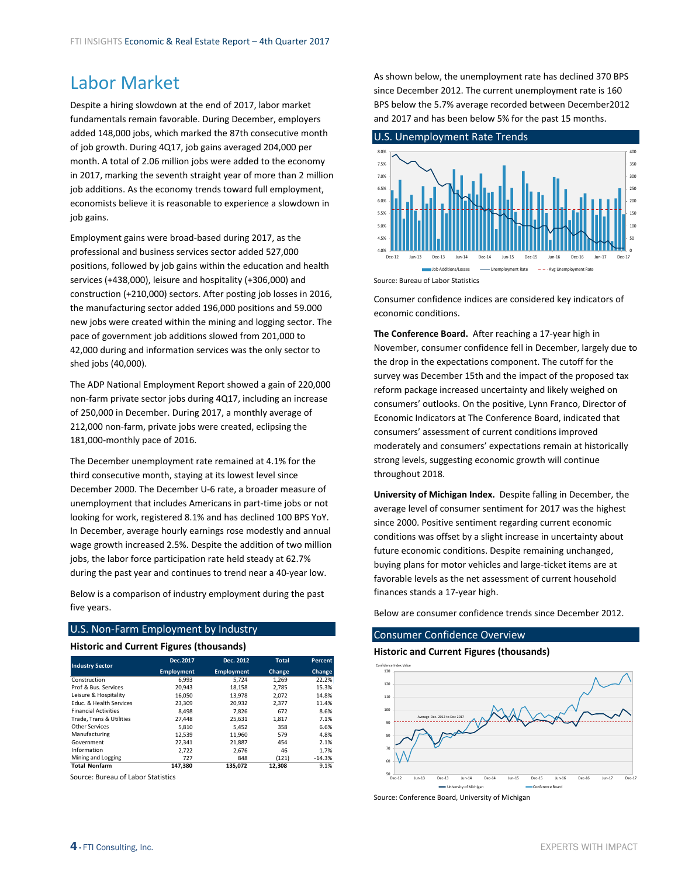# Labor Market

Despite a hiring slowdown at the end of 2017, labor market fundamentals remain favorable. During December, employers added 148,000 jobs, which marked the 87th consecutive month of job growth. During 4Q17, job gains averaged 204,000 per month. A total of 2.06 million jobs were added to the economy in 2017, marking the seventh straight year of more than 2 million job additions. As the economy trends toward full employment, economists believe it is reasonable to experience a slowdown in job gains.

Employment gains were broad-based during 2017, as the professional and business services sector added 527,000 positions, followed by job gains within the education and health services (+438,000), leisure and hospitality (+306,000) and construction (+210,000) sectors. After posting job losses in 2016, the manufacturing sector added 196,000 positions and 59.000 new jobs were created within the mining and logging sector. The pace of government job additions slowed from 201,000 to 42,000 during and information services was the only sector to shed jobs (40,000).

The ADP National Employment Report showed a gain of 220,000 non-farm private sector jobs during 4Q17, including an increase of 250,000 in December. During 2017, a monthly average of 212,000 non-farm, private jobs were created, eclipsing the 181,000-monthly pace of 2016.

The December unemployment rate remained at 4.1% for the third consecutive month, staying at its lowest level since December 2000. The December U-6 rate, a broader measure of unemployment that includes Americans in part-time jobs or not looking for work, registered 8.1% and has declined 100 BPS YoY. In December, average hourly earnings rose modestly and annual wage growth increased 2.5%. Despite the addition of two million jobs, the labor force participation rate held steady at 62.7% during the past year and continues to trend near a 40-year low.

Below is a comparison of industry employment during the past five years.

## U.S. Non-Farm Employment by Industry

**Historic and Current Figures (thousands)**

| Industry Sector | Dec.2017 Employment | Dec. 2012 Employment | Total Change | Percent Change |
|---|---|---|---|---|
| Construction | 6,993 | 5,724 | 1,269 | 22.2% |
| Prof & Bus. Services | 20,943 | 18,158 | 2,785 | 15.3% |
| Leisure & Hospitality | 16,050 | 13,978 | 2,072 | 14.8% |
| Educ. & Health Services | 23,309 | 20,932 | 2,377 | 11.4% |
| Financial Activities | 8,498 | 7,826 | 672 | 8.6% |
| Trade, Trans & Utilities | 27,448 | 25,631 | 1,817 | 7.1% |
| Other Services | 5,810 | 5,452 | 358 | 6.6% |
| Manufacturing | 12,539 | 11,960 | 579 | 4.8% |
| Government | 22,341 | 21,887 | 454 | 2.1% |
| Information | 2,722 | 2,676 | 46 | 1.7% |
| Mining and Logging | 727 | 848 | (121) | -14.3% |
| **Total Nonfarm** | **147,380** | **135,072** | **12,308** | 9.1% |

Source: Bureau of Labor Statistics

As shown below, the unemployment rate has declined 370 BPS since December 2012. The current unemployment rate is 160 BPS below the 5.7% average recorded between December2012 and 2017 and has been below 5% for the past 15 months.

## U.S. Unemployment Rate Trends

Source: Bureau of Labor Statistics

Consumer confidence indices are considered key indicators of economic conditions.

**The Conference Board.** After reaching a 17-year high in November, consumer confidence fell in December, largely due to the drop in the expectations component. The cutoff for the survey was December 15th and the impact of the proposed tax reform package increased uncertainty and likely weighed on consumers' outlooks. On the positive, Lynn Franco, Director of Economic Indicators at The Conference Board, indicated that consumers' assessment of current conditions improved moderately and consumers' expectations remain at historically strong levels, suggesting economic growth will continue throughout 2018.

**University of Michigan Index.** Despite falling in December, the average level of consumer sentiment for 2017 was the highest since 2000. Positive sentiment regarding current economic conditions was offset by a slight increase in uncertainty about future economic conditions. Despite remaining unchanged, buying plans for motor vehicles and large-ticket items are at favorable levels as the net assessment of current household finances stands a 17-year high.

Below are consumer confidence trends since December 2012.

## Consumer Confidence Overview

**Historic and Current Figures (thousands)**

Source: Conference Board, University of Michigan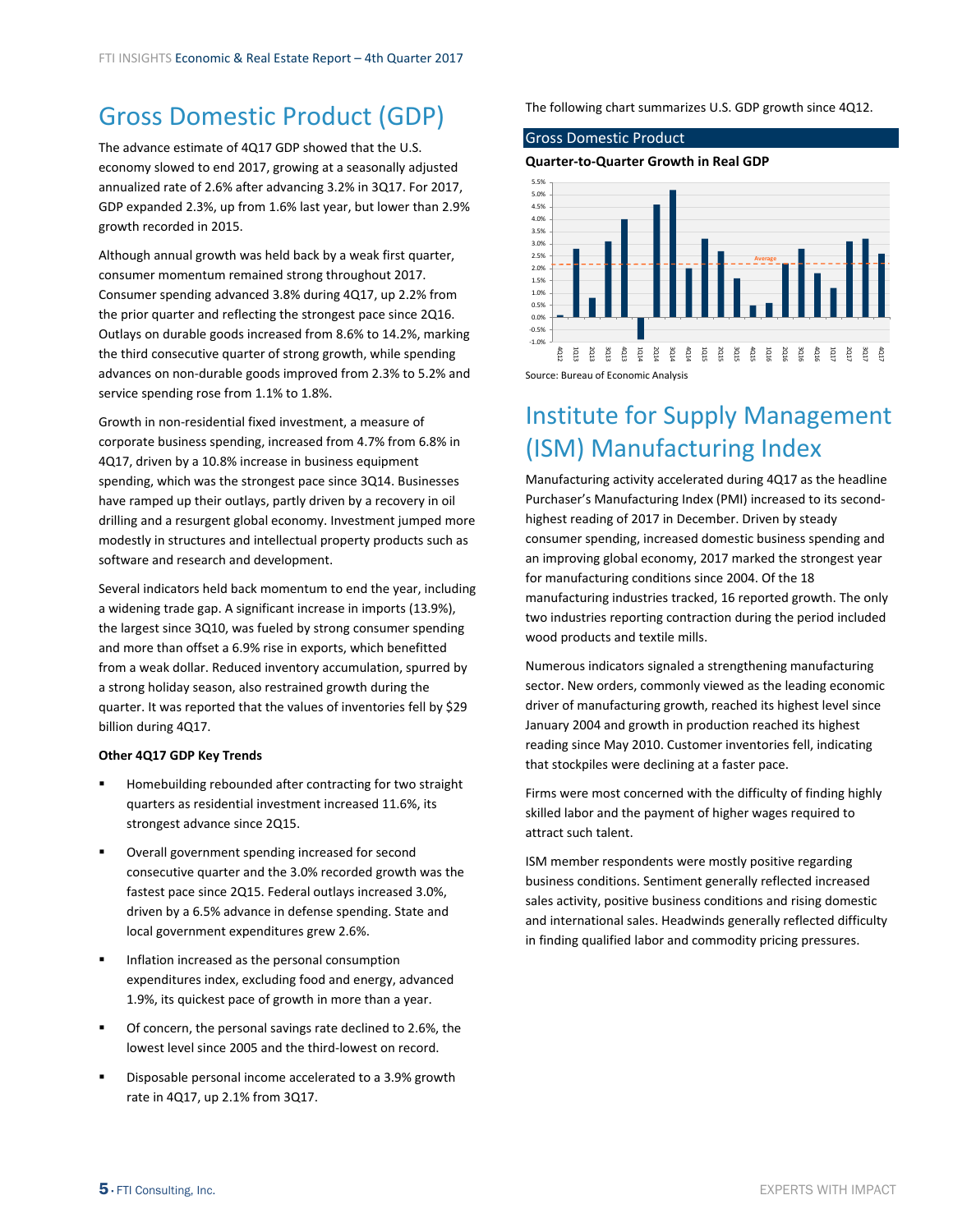# Gross Domestic Product (GDP)

The advance estimate of 4Q17 GDP showed that the U.S. economy slowed to end 2017, growing at a seasonally adjusted annualized rate of 2.6% after advancing 3.2% in 3Q17. For 2017, GDP expanded 2.3%, up from 1.6% last year, but lower than 2.9% growth recorded in 2015.

Although annual growth was held back by a weak first quarter, consumer momentum remained strong throughout 2017. Consumer spending advanced 3.8% during 4Q17, up 2.2% from the prior quarter and reflecting the strongest pace since 2Q16. Outlays on durable goods increased from 8.6% to 14.2%, marking the third consecutive quarter of strong growth, while spending advances on non-durable goods improved from 2.3% to 5.2% and service spending rose from 1.1% to 1.8%.

Growth in non-residential fixed investment, a measure of corporate business spending, increased from 4.7% from 6.8% in 4Q17, driven by a 10.8% increase in business equipment spending, which was the strongest pace since 3Q14. Businesses have ramped up their outlays, partly driven by a recovery in oil drilling and a resurgent global economy. Investment jumped more modestly in structures and intellectual property products such as software and research and development.

Several indicators held back momentum to end the year, including a widening trade gap. A significant increase in imports (13.9%), the largest since 3Q10, was fueled by strong consumer spending and more than offset a 6.9% rise in exports, which benefitted from a weak dollar. Reduced inventory accumulation, spurred by a strong holiday season, also restrained growth during the quarter. It was reported that the values of inventories fell by $29 billion during 4Q17.

**Other 4Q17 GDP Key Trends**

- Homebuilding rebounded after contracting for two straight quarters as residential investment increased 11.6%, its strongest advance since 2Q15.
- Overall government spending increased for second consecutive quarter and the 3.0% recorded growth was the fastest pace since 2Q15. Federal outlays increased 3.0%, driven by a 6.5% advance in defense spending. State and local government expenditures grew 2.6%.
- Inflation increased as the personal consumption expenditures index, excluding food and energy, advanced 1.9%, its quickest pace of growth in more than a year.
- Of concern, the personal savings rate declined to 2.6%, the lowest level since 2005 and the third-lowest on record.
- Disposable personal income accelerated to a 3.9% growth rate in 4Q17, up 2.1% from 3Q17.

The following chart summarizes U.S. GDP growth since 4Q12.

**Gross Domestic Product**

**Quarter-to-Quarter Growth in Real GDP**

Source: Bureau of Economic Analysis

# Institute for Supply Management (ISM) Manufacturing Index

Manufacturing activity accelerated during 4Q17 as the headline Purchaser's Manufacturing Index (PMI) increased to its second-highest reading of 2017 in December. Driven by steady consumer spending, increased domestic business spending and an improving global economy, 2017 marked the strongest year for manufacturing conditions since 2004. Of the 18 manufacturing industries tracked, 16 reported growth. The only two industries reporting contraction during the period included wood products and textile mills.

Numerous indicators signaled a strengthening manufacturing sector. New orders, commonly viewed as the leading economic driver of manufacturing growth, reached its highest level since January 2004 and growth in production reached its highest reading since May 2010. Customer inventories fell, indicating that stockpiles were declining at a faster pace.

Firms were most concerned with the difficulty of finding highly skilled labor and the payment of higher wages required to attract such talent.

ISM member respondents were mostly positive regarding business conditions. Sentiment generally reflected increased sales activity, positive business conditions and rising domestic and international sales. Headwinds generally reflected difficulty in finding qualified labor and commodity pricing pressures.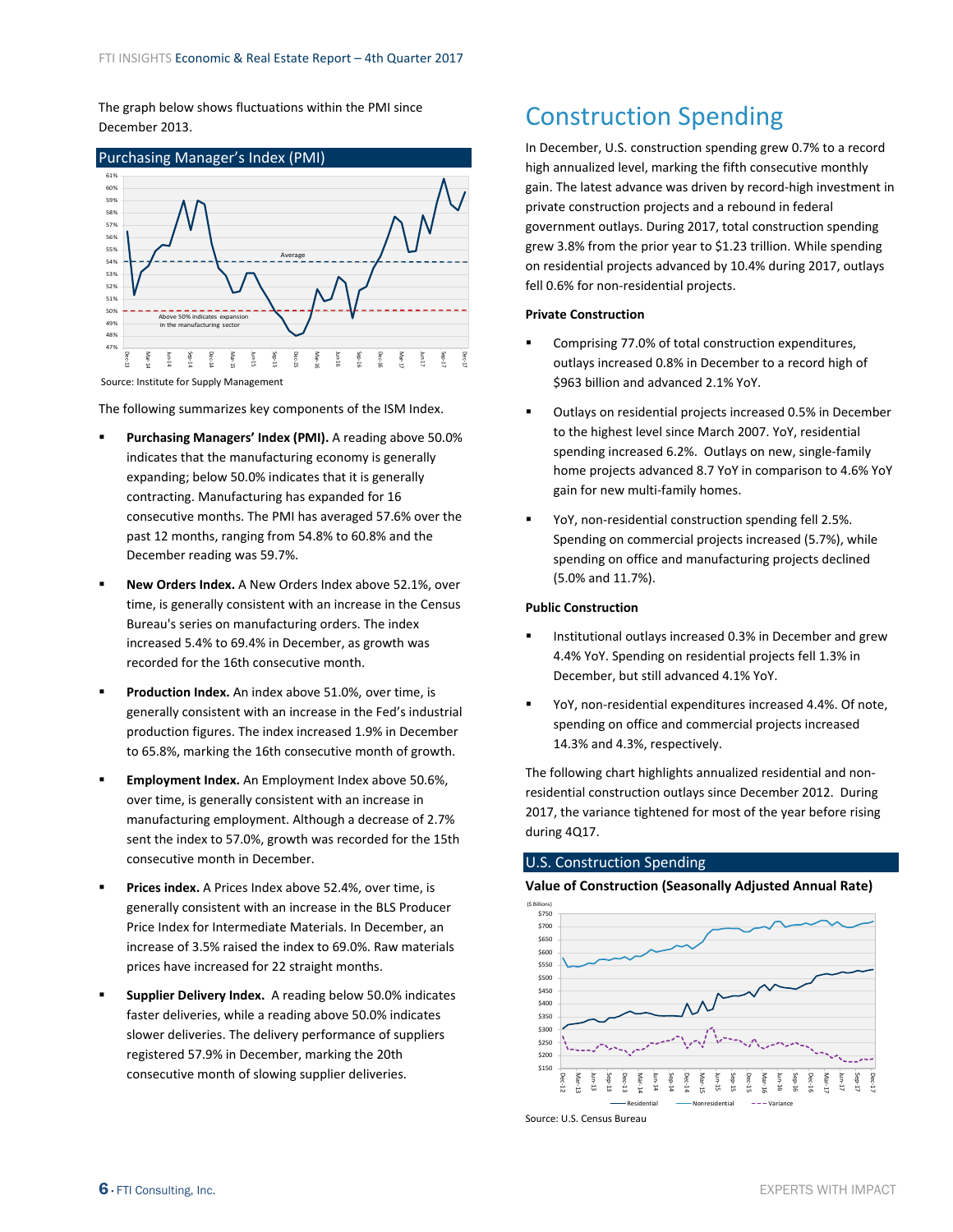The graph below shows fluctuations within the PMI since December 2013.

**Purchasing Manager's Index (PMI)**

Source: Institute for Supply Management

The following summarizes key components of the ISM Index.

- **Purchasing Managers' Index (PMI).** A reading above 50.0% indicates that the manufacturing economy is generally expanding; below 50.0% indicates that it is generally contracting. Manufacturing has expanded for 16 consecutive months. The PMI has averaged 57.6% over the past 12 months, ranging from 54.8% to 60.8% and the December reading was 59.7%.
- **New Orders Index.** A New Orders Index above 52.1%, over time, is generally consistent with an increase in the Census Bureau's series on manufacturing orders. The index increased 5.4% to 69.4% in December, as growth was recorded for the 16th consecutive month.
- **Production Index.** An index above 51.0%, over time, is generally consistent with an increase in the Fed's industrial production figures. The index increased 1.9% in December to 65.8%, marking the 16th consecutive month of growth.
- **Employment Index.** An Employment Index above 50.6%, over time, is generally consistent with an increase in manufacturing employment. Although a decrease of 2.7% sent the index to 57.0%, growth was recorded for the 15th consecutive month in December.
- **Prices index.** A Prices Index above 52.4%, over time, is generally consistent with an increase in the BLS Producer Price Index for Intermediate Materials. In December, an increase of 3.5% raised the index to 69.0%. Raw materials prices have increased for 22 straight months.
- **Supplier Delivery Index.** A reading below 50.0% indicates faster deliveries, while a reading above 50.0% indicates slower deliveries. The delivery performance of suppliers registered 57.9% in December, marking the 20th consecutive month of slowing supplier deliveries.

# Construction Spending

In December, U.S. construction spending grew 0.7% to a record high annualized level, marking the fifth consecutive monthly gain. The latest advance was driven by record-high investment in private construction projects and a rebound in federal government outlays. During 2017, total construction spending grew 3.8% from the prior year to $1.23 trillion. While spending on residential projects advanced by 10.4% during 2017, outlays fell 0.6% for non-residential projects.

**Private Construction**

- Comprising 77.0% of total construction expenditures, outlays increased 0.8% in December to a record high of $963 billion and advanced 2.1% YoY.
- Outlays on residential projects increased 0.5% in December to the highest level since March 2007. YoY, residential spending increased 6.2%. Outlays on new, single-family home projects advanced 8.7 YoY in comparison to 4.6% YoY gain for new multi-family homes.
- YoY, non-residential construction spending fell 2.5%. Spending on commercial projects increased (5.7%), while spending on office and manufacturing projects declined (5.0% and 11.7%).

**Public Construction**

- Institutional outlays increased 0.3% in December and grew 4.4% YoY. Spending on residential projects fell 1.3% in December, but still advanced 4.1% YoY.
- YoY, non-residential expenditures increased 4.4%. Of note, spending on office and commercial projects increased 14.3% and 4.3%, respectively.

The following chart highlights annualized residential and non-residential construction outlays since December 2012. During 2017, the variance tightened for most of the year before rising during 4Q17.

**U.S. Construction Spending**

**Value of Construction (Seasonally Adjusted Annual Rate)**

Source: U.S. Census Bureau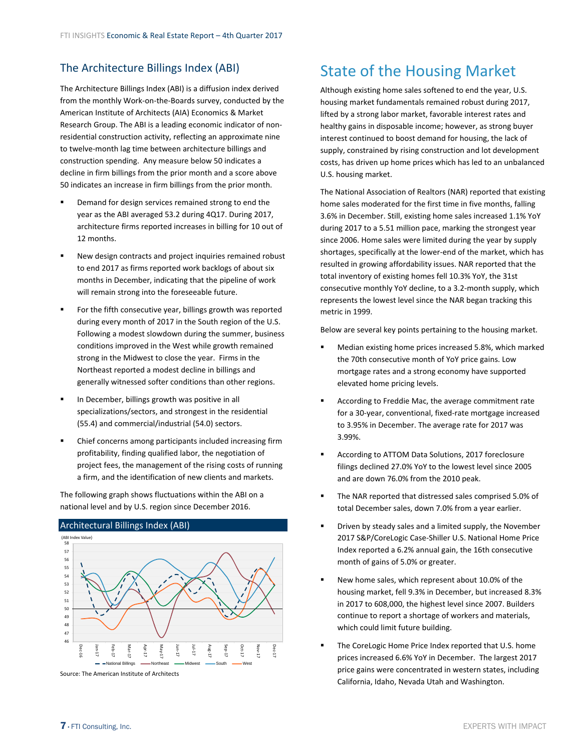## The Architecture Billings Index (ABI)

The Architecture Billings Index (ABI) is a diffusion index derived from the monthly Work-on-the-Boards survey, conducted by the American Institute of Architects (AIA) Economics & Market Research Group. The ABI is a leading economic indicator of non-residential construction activity, reflecting an approximate nine to twelve-month lag time between architecture billings and construction spending. Any measure below 50 indicates a decline in firm billings from the prior month and a score above 50 indicates an increase in firm billings from the prior month.

- Demand for design services remained strong to end the year as the ABI averaged 53.2 during 4Q17. During 2017, architecture firms reported increases in billing for 10 out of 12 months.
- New design contracts and project inquiries remained robust to end 2017 as firms reported work backlogs of about six months in December, indicating that the pipeline of work will remain strong into the foreseeable future.
- For the fifth consecutive year, billings growth was reported during every month of 2017 in the South region of the U.S. Following a modest slowdown during the summer, business conditions improved in the West while growth remained strong in the Midwest to close the year. Firms in the Northeast reported a modest decline in billings and generally witnessed softer conditions than other regions.
- In December, billings growth was positive in all specializations/sectors, and strongest in the residential (55.4) and commercial/industrial (54.0) sectors.
- Chief concerns among participants included increasing firm profitability, finding qualified labor, the negotiation of project fees, the management of the rising costs of running a firm, and the identification of new clients and markets.

The following graph shows fluctuations within the ABI on a national level and by U.S. region since December 2016.

**Architectural Billings Index (ABI)**

Source: The American Institute of Architects

# State of the Housing Market

Although existing home sales softened to end the year, U.S. housing market fundamentals remained robust during 2017, lifted by a strong labor market, favorable interest rates and healthy gains in disposable income; however, as strong buyer interest continued to boost demand for housing, the lack of supply, constrained by rising construction and lot development costs, has driven up home prices which has led to an unbalanced U.S. housing market.

The National Association of Realtors (NAR) reported that existing home sales moderated for the first time in five months, falling 3.6% in December. Still, existing home sales increased 1.1% YoY during 2017 to a 5.51 million pace, marking the strongest year since 2006. Home sales were limited during the year by supply shortages, specifically at the lower-end of the market, which has resulted in growing affordability issues. NAR reported that the total inventory of existing homes fell 10.3% YoY, the 31st consecutive monthly YoY decline, to a 3.2-month supply, which represents the lowest level since the NAR began tracking this metric in 1999.

Below are several key points pertaining to the housing market.

- Median existing home prices increased 5.8%, which marked the 70th consecutive month of YoY price gains. Low mortgage rates and a strong economy have supported elevated home pricing levels.
- According to Freddie Mac, the average commitment rate for a 30-year, conventional, fixed-rate mortgage increased to 3.95% in December. The average rate for 2017 was 3.99%.
- According to ATTOM Data Solutions, 2017 foreclosure filings declined 27.0% YoY to the lowest level since 2005 and are down 76.0% from the 2010 peak.
- The NAR reported that distressed sales comprised 5.0% of total December sales, down 7.0% from a year earlier.
- Driven by steady sales and a limited supply, the November 2017 S&P/CoreLogic Case-Shiller U.S. National Home Price Index reported a 6.2% annual gain, the 16th consecutive month of gains of 5.0% or greater.
- New home sales, which represent about 10.0% of the housing market, fell 9.3% in December, but increased 8.3% in 2017 to 608,000, the highest level since 2007. Builders continue to report a shortage of workers and materials, which could limit future building.
- The CoreLogic Home Price Index reported that U.S. home prices increased 6.6% YoY in December. The largest 2017 price gains were concentrated in western states, including California, Idaho, Nevada Utah and Washington.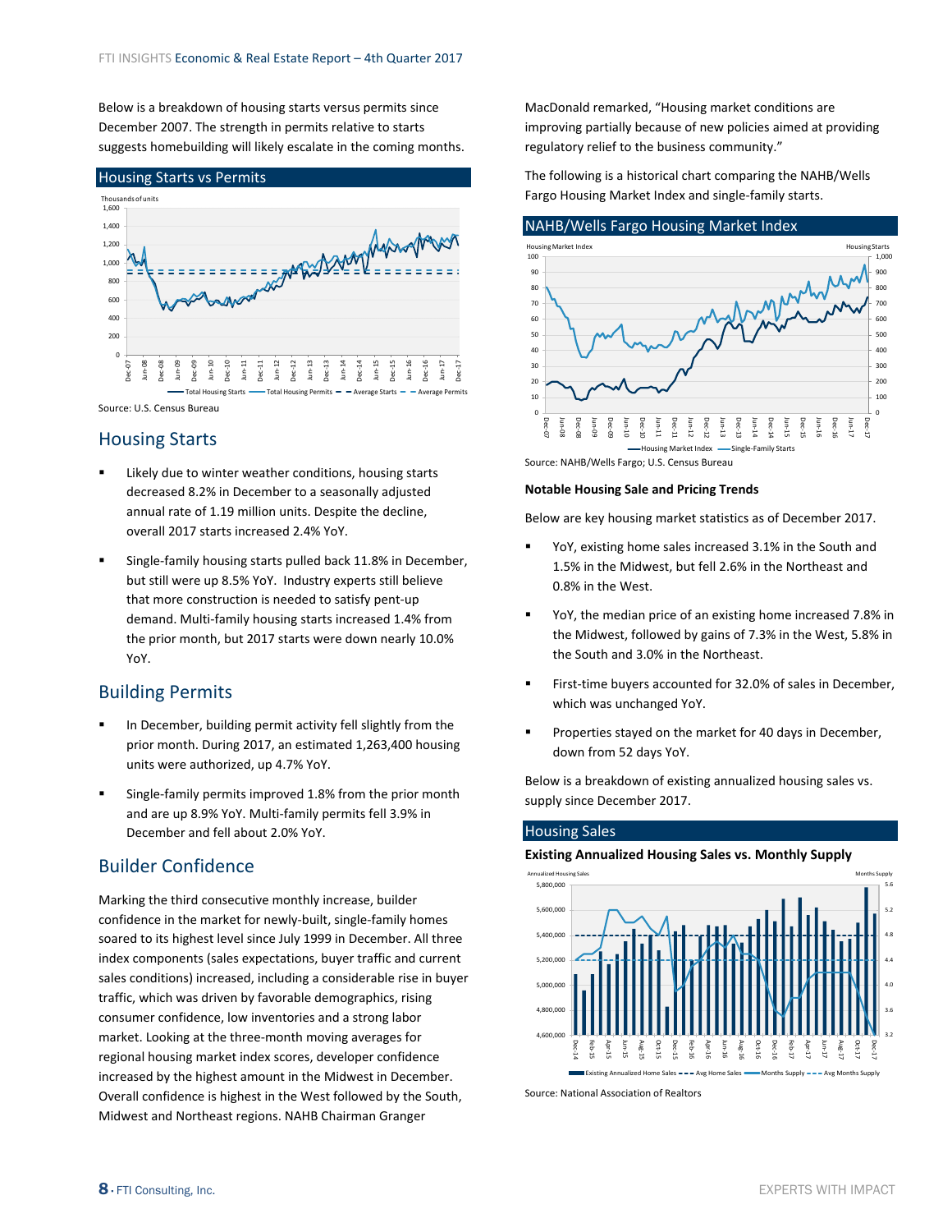Below is a breakdown of housing starts versus permits since December 2007. The strength in permits relative to starts suggests homebuilding will likely escalate in the coming months.

**Housing Starts vs Permits**

Source: U.S. Census Bureau

## Housing Starts

- Likely due to winter weather conditions, housing starts decreased 8.2% in December to a seasonally adjusted annual rate of 1.19 million units. Despite the decline, overall 2017 starts increased 2.4% YoY.
- Single-family housing starts pulled back 11.8% in December, but still were up 8.5% YoY. Industry experts still believe that more construction is needed to satisfy pent-up demand. Multi-family housing starts increased 1.4% from the prior month, but 2017 starts were down nearly 10.0% YoY.

## Building Permits

- In December, building permit activity fell slightly from the prior month. During 2017, an estimated 1,263,400 housing units were authorized, up 4.7% YoY.
- Single-family permits improved 1.8% from the prior month and are up 8.9% YoY. Multi-family permits fell 3.9% in December and fell about 2.0% YoY.

## Builder Confidence

Marking the third consecutive monthly increase, builder confidence in the market for newly-built, single-family homes soared to its highest level since July 1999 in December. All three index components (sales expectations, buyer traffic and current sales conditions) increased, including a considerable rise in buyer traffic, which was driven by favorable demographics, rising consumer confidence, low inventories and a strong labor market. Looking at the three-month moving averages for regional housing market index scores, developer confidence increased by the highest amount in the Midwest in December. Overall confidence is highest in the West followed by the South, Midwest and Northeast regions. NAHB Chairman Granger MacDonald remarked, "Housing market conditions are improving partially because of new policies aimed at providing regulatory relief to the business community."

The following is a historical chart comparing the NAHB/Wells Fargo Housing Market Index and single-family starts.

**NAHB/Wells Fargo Housing Market Index**

Source: NAHB/Wells Fargo; U.S. Census Bureau

**Notable Housing Sale and Pricing Trends**

Below are key housing market statistics as of December 2017.

- YoY, existing home sales increased 3.1% in the South and 1.5% in the Midwest, but fell 2.6% in the Northeast and 0.8% in the West.
- YoY, the median price of an existing home increased 7.8% in the Midwest, followed by gains of 7.3% in the West, 5.8% in the South and 3.0% in the Northeast.
- First-time buyers accounted for 32.0% of sales in December, which was unchanged YoY.
- Properties stayed on the market for 40 days in December, down from 52 days YoY.

Below is a breakdown of existing annualized housing sales vs. supply since December 2017.

**Housing Sales**

**Existing Annualized Housing Sales vs. Monthly Supply**

Source: National Association of Realtors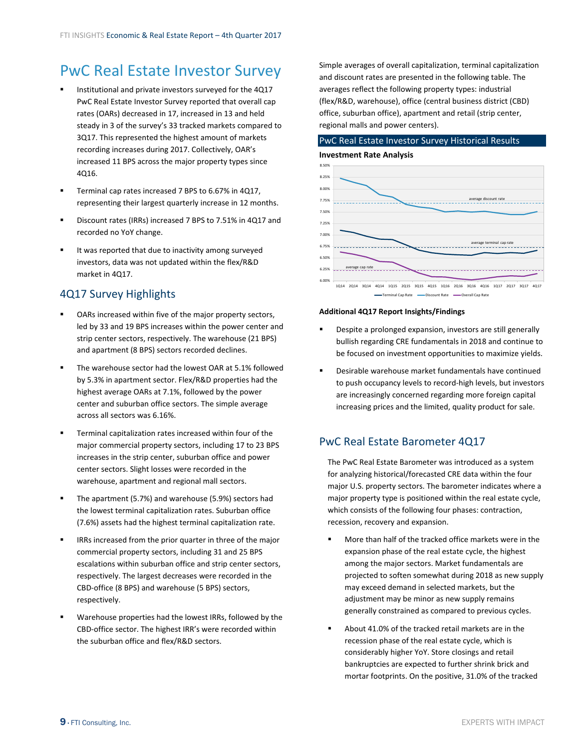# PwC Real Estate Investor Survey

- Institutional and private investors surveyed for the 4Q17 PwC Real Estate Investor Survey reported that overall cap rates (OARs) decreased in 17, increased in 13 and held steady in 3 of the survey's 33 tracked markets compared to 3Q17. This represented the highest amount of markets recording increases during 2017. Collectively, OAR's increased 11 BPS across the major property types since 4Q16.
- Terminal cap rates increased 7 BPS to 6.67% in 4Q17, representing their largest quarterly increase in 12 months.
- Discount rates (IRRs) increased 7 BPS to 7.51% in 4Q17 and recorded no YoY change.
- It was reported that due to inactivity among surveyed investors, data was not updated within the flex/R&D market in 4Q17.

## 4Q17 Survey Highlights

- OARs increased within five of the major property sectors, led by 33 and 19 BPS increases within the power center and strip center sectors, respectively. The warehouse (21 BPS) and apartment (8 BPS) sectors recorded declines.
- The warehouse sector had the lowest OAR at 5.1% followed by 5.3% in apartment sector. Flex/R&D properties had the highest average OARs at 7.1%, followed by the power center and suburban office sectors. The simple average across all sectors was 6.16%.
- Terminal capitalization rates increased within four of the major commercial property sectors, including 17 to 23 BPS increases in the strip center, suburban office and power center sectors. Slight losses were recorded in the warehouse, apartment and regional mall sectors.
- The apartment (5.7%) and warehouse (5.9%) sectors had the lowest terminal capitalization rates. Suburban office (7.6%) assets had the highest terminal capitalization rate.
- IRRs increased from the prior quarter in three of the major commercial property sectors, including 31 and 25 BPS escalations within suburban office and strip center sectors, respectively. The largest decreases were recorded in the CBD-office (8 BPS) and warehouse (5 BPS) sectors, respectively.
- Warehouse properties had the lowest IRRs, followed by the CBD-office sector. The highest IRR's were recorded within the suburban office and flex/R&D sectors.

Simple averages of overall capitalization, terminal capitalization and discount rates are presented in the following table. The averages reflect the following property types: industrial (flex/R&D, warehouse), office (central business district (CBD) office, suburban office), apartment and retail (strip center, regional malls and power centers).

**PwC Real Estate Investor Survey Historical Results**

**Investment Rate Analysis**

**Additional 4Q17 Report Insights/Findings**

- Despite a prolonged expansion, investors are still generally bullish regarding CRE fundamentals in 2018 and continue to be focused on investment opportunities to maximize yields.
- Desirable warehouse market fundamentals have continued to push occupancy levels to record-high levels, but investors are increasingly concerned regarding more foreign capital increasing prices and the limited, quality product for sale.

## PwC Real Estate Barometer 4Q17

The PwC Real Estate Barometer was introduced as a system for analyzing historical/forecasted CRE data within the four major U.S. property sectors. The barometer indicates where a major property type is positioned within the real estate cycle, which consists of the following four phases: contraction, recession, recovery and expansion.

- More than half of the tracked office markets were in the expansion phase of the real estate cycle, the highest among the major sectors. Market fundamentals are projected to soften somewhat during 2018 as new supply may exceed demand in selected markets, but the adjustment may be minor as new supply remains generally constrained as compared to previous cycles.
- About 41.0% of the tracked retail markets are in the recession phase of the real estate cycle, which is considerably higher YoY. Store closings and retail bankruptcies are expected to further shrink brick and mortar footprints. On the positive, 31.0% of the tracked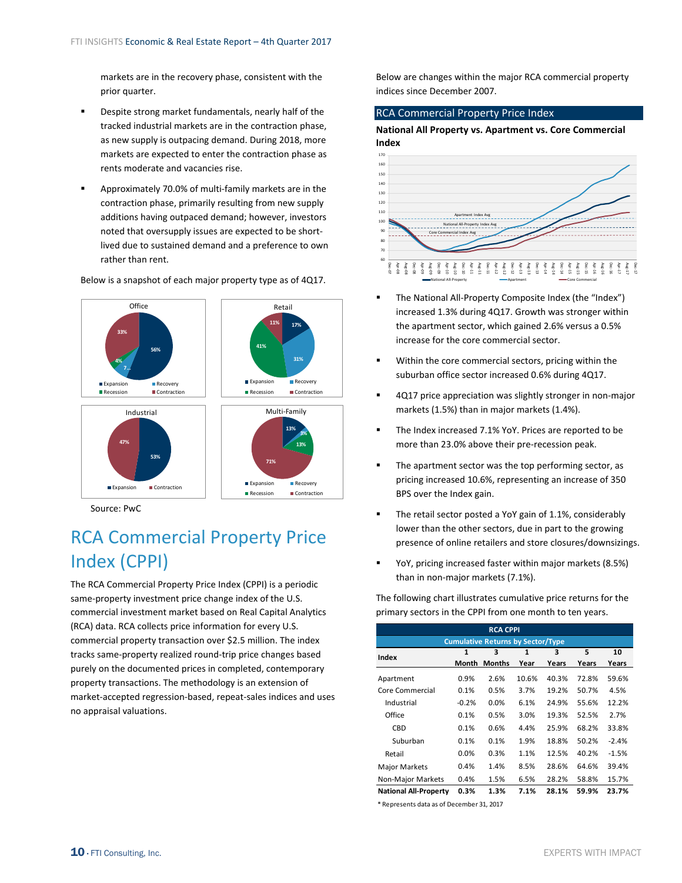markets are in the recovery phase, consistent with the prior quarter.

- Despite strong market fundamentals, nearly half of the tracked industrial markets are in the contraction phase, as new supply is outpacing demand. During 2018, more markets are expected to enter the contraction phase as rents moderate and vacancies rise.
- Approximately 70.0% of multi-family markets are in the contraction phase, primarily resulting from new supply additions having outpaced demand; however, investors noted that oversupply issues are expected to be short-lived due to sustained demand and a preference to own rather than rent.

Below is a snapshot of each major property type as of 4Q17.

Source: PwC

# RCA Commercial Property Price Index (CPPI)

The RCA Commercial Property Price Index (CPPI) is a periodic same-property investment price change index of the U.S. commercial investment market based on Real Capital Analytics (RCA) data. RCA collects price information for every U.S. commercial property transaction over $2.5 million. The index tracks same-property realized round-trip price changes based purely on the documented prices in completed, contemporary property transactions. The methodology is an extension of market-accepted regression-based, repeat-sales indices and uses no appraisal valuations.

Below are changes within the major RCA commercial property indices since December 2007.

## RCA Commercial Property Price Index

**National All Property vs. Apartment vs. Core Commercial Index**

- The National All-Property Composite Index (the "Index") increased 1.3% during 4Q17. Growth was stronger within the apartment sector, which gained 2.6% versus a 0.5% increase for the core commercial sector.
- Within the core commercial sectors, pricing within the suburban office sector increased 0.6% during 4Q17.
- 4Q17 price appreciation was slightly stronger in non-major markets (1.5%) than in major markets (1.4%).
- The Index increased 7.1% YoY. Prices are reported to be more than 23.0% above their pre-recession peak.
- The apartment sector was the top performing sector, as pricing increased 10.6%, representing an increase of 350 BPS over the Index gain.
- The retail sector posted a YoY gain of 1.1%, considerably lower than the other sectors, due in part to the growing presence of online retailers and store closures/downsizings.
- YoY, pricing increased faster within major markets (8.5%) than in non-major markets (7.1%).

The following chart illustrates cumulative price returns for the primary sectors in the CPPI from one month to ten years.

| RCA CPPI | | | | | | |
|---|---|---|---|---|---|---|
| Cumulative Returns by Sector/Type | | | | | | |
| Index | 1 Month | 3 Months | 1 Year | 3 Years | 5 Years | 10 Years |
| Apartment | 0.9% | 2.6% | 10.6% | 40.3% | 72.8% | 59.6% |
| Core Commercial | 0.1% | 0.5% | 3.7% | 19.2% | 50.7% | 4.5% |
| Industrial | -0.2% | 0.0% | 6.1% | 24.9% | 55.6% | 12.2% |
| Office | 0.1% | 0.5% | 3.0% | 19.3% | 52.5% | 2.7% |
| CBD | 0.1% | 0.6% | 4.4% | 25.9% | 68.2% | 33.8% |
| Suburban | 0.1% | 0.1% | 1.9% | 18.8% | 50.2% | -2.4% |
| Retail | 0.0% | 0.3% | 1.1% | 12.5% | 40.2% | -1.5% |
| Major Markets | 0.4% | 1.4% | 8.5% | 28.6% | 64.6% | 39.4% |
| Non-Major Markets | 0.4% | 1.5% | 6.5% | 28.2% | 58.8% | 15.7% |
| **National All-Property** | **0.3%** | **1.3%** | **7.1%** | **28.1%** | **59.9%** | **23.7%** |

* Represents data as of December 31, 2017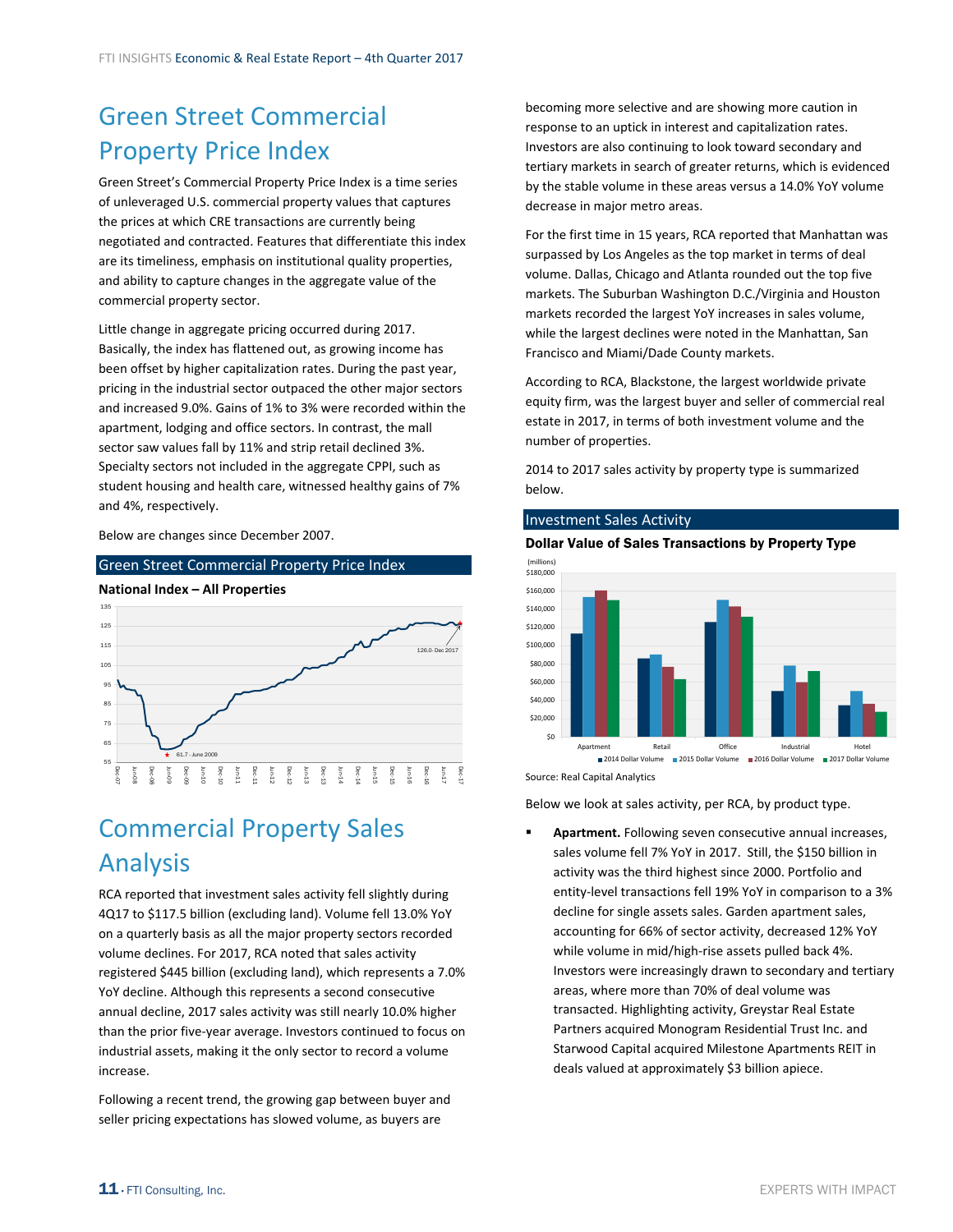# Green Street Commercial Property Price Index

Green Street's Commercial Property Price Index is a time series of unleveraged U.S. commercial property values that captures the prices at which CRE transactions are currently being negotiated and contracted. Features that differentiate this index are its timeliness, emphasis on institutional quality properties, and ability to capture changes in the aggregate value of the commercial property sector.

Little change in aggregate pricing occurred during 2017. Basically, the index has flattened out, as growing income has been offset by higher capitalization rates. During the past year, pricing in the industrial sector outpaced the other major sectors and increased 9.0%. Gains of 1% to 3% were recorded within the apartment, lodging and office sectors. In contrast, the mall sector saw values fall by 11% and strip retail declined 3%. Specialty sectors not included in the aggregate CPPI, such as student housing and health care, witnessed healthy gains of 7% and 4%, respectively.

Below are changes since December 2007.

**Green Street Commercial Property Price Index**

**National Index – All Properties**

(Chart annotations: 61.7 - June 2009; 126.0 - Dec 2017)

# Commercial Property Sales Analysis

RCA reported that investment sales activity fell slightly during 4Q17 to $117.5 billion (excluding land). Volume fell 13.0% YoY on a quarterly basis as all the major property sectors recorded volume declines. For 2017, RCA noted that sales activity registered $445 billion (excluding land), which represents a 7.0% YoY decline. Although this represents a second consecutive annual decline, 2017 sales activity was still nearly 10.0% higher than the prior five-year average. Investors continued to focus on industrial assets, making it the only sector to record a volume increase.

Following a recent trend, the growing gap between buyer and seller pricing expectations has slowed volume, as buyers are becoming more selective and are showing more caution in response to an uptick in interest and capitalization rates. Investors are also continuing to look toward secondary and tertiary markets in search of greater returns, which is evidenced by the stable volume in these areas versus a 14.0% YoY volume decrease in major metro areas.

For the first time in 15 years, RCA reported that Manhattan was surpassed by Los Angeles as the top market in terms of deal volume. Dallas, Chicago and Atlanta rounded out the top five markets. The Suburban Washington D.C./Virginia and Houston markets recorded the largest YoY increases in sales volume, while the largest declines were noted in the Manhattan, San Francisco and Miami/Dade County markets.

According to RCA, Blackstone, the largest worldwide private equity firm, was the largest buyer and seller of commercial real estate in 2017, in terms of both investment volume and the number of properties.

2014 to 2017 sales activity by property type is summarized below.

**Investment Sales Activity**

**Dollar Value of Sales Transactions by Property Type**

(millions)

(Chart categories: Apartment, Retail, Office, Industrial, Hotel; series: 2014 Dollar Volume, 2015 Dollar Volume, 2016 Dollar Volume, 2017 Dollar Volume)

Source: Real Capital Analytics

Below we look at sales activity, per RCA, by product type.

- **Apartment.** Following seven consecutive annual increases, sales volume fell 7% YoY in 2017. Still, the $150 billion in activity was the third highest since 2000. Portfolio and entity-level transactions fell 19% YoY in comparison to a 3% decline for single assets sales. Garden apartment sales, accounting for 66% of sector activity, decreased 12% YoY while volume in mid/high-rise assets pulled back 4%. Investors were increasingly drawn to secondary and tertiary areas, where more than 70% of deal volume was transacted. Highlighting activity, Greystar Real Estate Partners acquired Monogram Residential Trust Inc. and Starwood Capital acquired Milestone Apartments REIT in deals valued at approximately $3 billion apiece.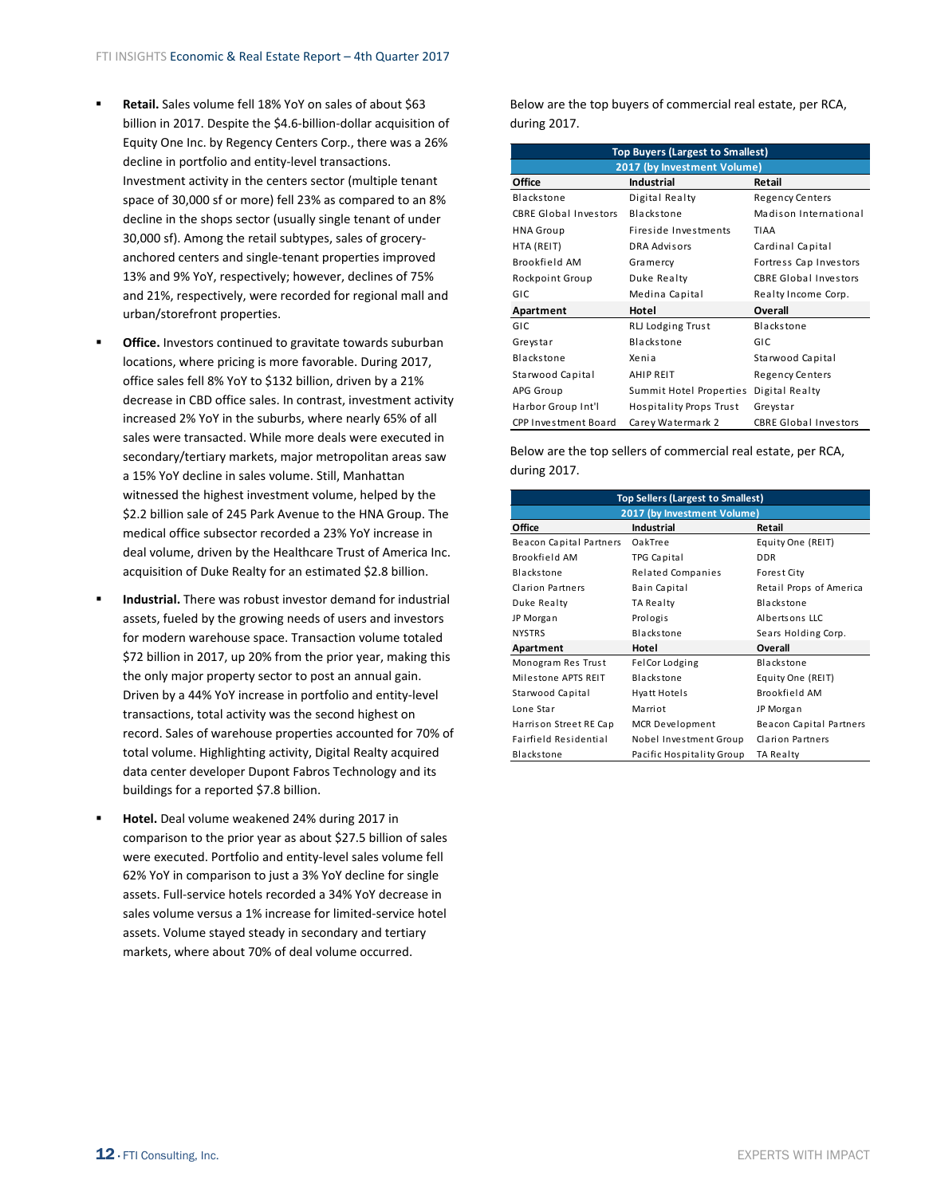- **Retail.** Sales volume fell 18% YoY on sales of about $63 billion in 2017. Despite the $4.6-billion-dollar acquisition of Equity One Inc. by Regency Centers Corp., there was a 26% decline in portfolio and entity-level transactions. Investment activity in the centers sector (multiple tenant space of 30,000 sf or more) fell 23% as compared to an 8% decline in the shops sector (usually single tenant of under 30,000 sf). Among the retail subtypes, sales of grocery-anchored centers and single-tenant properties improved 13% and 9% YoY, respectively; however, declines of 75% and 21%, respectively, were recorded for regional mall and urban/storefront properties.

- **Office.** Investors continued to gravitate towards suburban locations, where pricing is more favorable. During 2017, office sales fell 8% YoY to $132 billion, driven by a 21% decrease in CBD office sales. In contrast, investment activity increased 2% YoY in the suburbs, where nearly 65% of all sales were transacted. While more deals were executed in secondary/tertiary markets, major metropolitan areas saw a 15% YoY decline in sales volume. Still, Manhattan witnessed the highest investment volume, helped by the $2.2 billion sale of 245 Park Avenue to the HNA Group. The medical office subsector recorded a 23% YoY increase in deal volume, driven by the Healthcare Trust of America Inc. acquisition of Duke Realty for an estimated $2.8 billion.

- **Industrial.** There was robust investor demand for industrial assets, fueled by the growing needs of users and investors for modern warehouse space. Transaction volume totaled $72 billion in 2017, up 20% from the prior year, making this the only major property sector to post an annual gain. Driven by a 44% YoY increase in portfolio and entity-level transactions, total activity was the second highest on record. Sales of warehouse properties accounted for 70% of total volume. Highlighting activity, Digital Realty acquired data center developer Dupont Fabros Technology and its buildings for a reported $7.8 billion.

- **Hotel.** Deal volume weakened 24% during 2017 in comparison to the prior year as about $27.5 billion of sales were executed. Portfolio and entity-level sales volume fell 62% YoY in comparison to just a 3% YoY decline for single assets. Full-service hotels recorded a 34% YoY decrease in sales volume versus a 1% increase for limited-service hotel assets. Volume stayed steady in secondary and tertiary markets, where about 70% of deal volume occurred.

Below are the top buyers of commercial real estate, per RCA, during 2017.

| Top Buyers (Largest to Smallest) 2017 (by Investment Volume) | | |
|---|---|---|
| **Office** | **Industrial** | **Retail** |
| Blackstone | Digital Realty | Regency Centers |
| CBRE Global Investors | Blackstone | Madison International |
| HNA Group | Fireside Investments | TIAA |
| HTA (REIT) | DRA Advisors | Cardinal Capital |
| Brookfield AM | Gramercy | Fortress Cap Investors |
| Rockpoint Group | Duke Realty | CBRE Global Investors |
| GIC | Medina Capital | Realty Income Corp. |
| **Apartment** | **Hotel** | **Overall** |
| GIC | RLJ Lodging Trust | Blackstone |
| Greystar | Blackstone | GIC |
| Blackstone | Xenia | Starwood Capital |
| Starwood Capital | AHIP REIT | Regency Centers |
| APG Group | Summit Hotel Properties | Digital Realty |
| Harbor Group Int'l | Hospitality Props Trust | Greystar |
| CPP Investment Board | Carey Watermark 2 | CBRE Global Investors |

Below are the top sellers of commercial real estate, per RCA, during 2017.

| Top Sellers (Largest to Smallest) 2017 (by Investment Volume) | | |
|---|---|---|
| **Office** | **Industrial** | **Retail** |
| Beacon Capital Partners | OakTree | Equity One (REIT) |
| Brookfield AM | TPG Capital | DDR |
| Blackstone | Related Companies | Forest City |
| Clarion Partners | Bain Capital | Retail Props of America |
| Duke Realty | TA Realty | Blackstone |
| JP Morgan | Prologis | Albertsons LLC |
| NYSTRS | Blackstone | Sears Holding Corp. |
| **Apartment** | **Hotel** | **Overall** |
| Monogram Res Trust | FelCor Lodging | Blackstone |
| Milestone APTS REIT | Blackstone | Equity One (REIT) |
| Starwood Capital | Hyatt Hotels | Brookfield AM |
| Lone Star | Marriot | JP Morgan |
| Harrison Street RE Cap | MCR Development | Beacon Capital Partners |
| Fairfield Residential | Nobel Investment Group | Clarion Partners |
| Blackstone | Pacific Hospitality Group | TA Realty |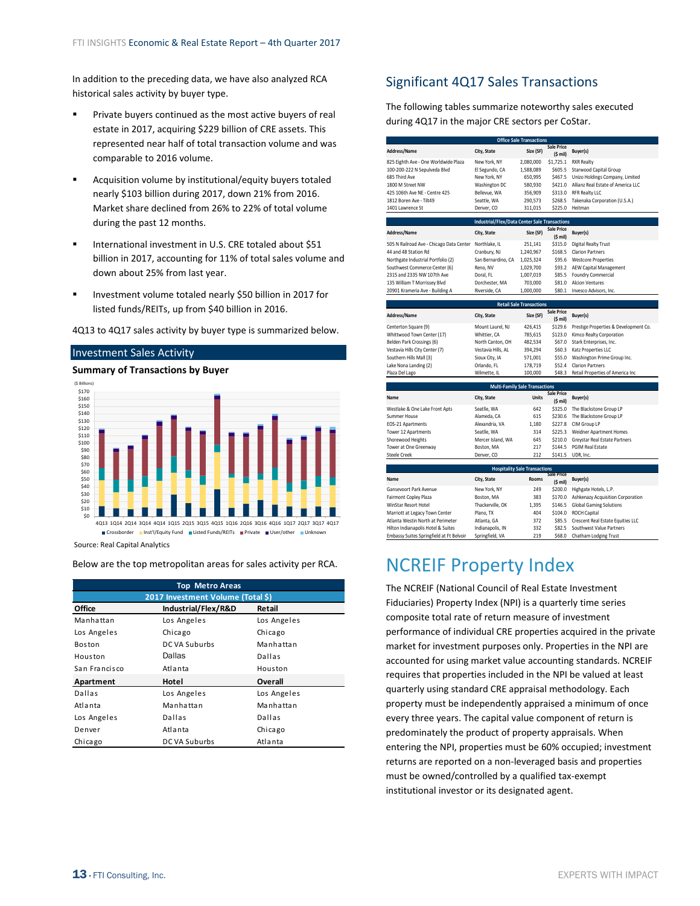In addition to the preceding data, we have also analyzed RCA historical sales activity by buyer type.

- Private buyers continued as the most active buyers of real estate in 2017, acquiring $229 billion of CRE assets. This represented near half of total transaction volume and was comparable to 2016 volume.
- Acquisition volume by institutional/equity buyers totaled nearly $103 billion during 2017, down 21% from 2016. Market share declined from 26% to 22% of total volume during the past 12 months.
- International investment in U.S. CRE totaled about $51 billion in 2017, accounting for 11% of total sales volume and down about 25% from last year.
- Investment volume totaled nearly $50 billion in 2017 for listed funds/REITs, up from $40 billion in 2016.

4Q13 to 4Q17 sales activity by buyer type is summarized below.

## Investment Sales Activity

### Summary of Transactions by Buyer

($ Billions)

Legend: Crossborder, Inst'l/Equity Fund, Listed Funds/REITs, Private, User/other, Unknown

Quarters: 4Q13 1Q14 2Q14 3Q14 4Q14 1Q15 2Q15 3Q15 4Q15 1Q16 2Q16 3Q16 4Q16 1Q17 2Q17 3Q17 4Q17

Source: Real Capital Analytics

Below are the top metropolitan areas for sales activity per RCA.

| Top Metro Areas | | |
|---|---|---|
| **2017 Investment Volume (Total $)** | | |
| **Office** | **Industrial/Flex/R&D** | **Retail** |
| Manhattan | Los Angeles | Los Angeles |
| Los Angeles | Chicago | Chicago |
| Boston | DC VA Suburbs | Manhattan |
| Houston | Dallas | Dallas |
| San Francisco | Atlanta | Houston |
| **Apartment** | **Hotel** | **Overall** |
| Dallas | Los Angeles | Los Angeles |
| Atlanta | Manhattan | Manhattan |
| Los Angeles | Dallas | Dallas |
| Denver | Atlanta | Chicago |
| Chicago | DC VA Suburbs | Atlanta |

## Significant 4Q17 Sales Transactions

The following tables summarize noteworthy sales executed during 4Q17 in the major CRE sectors per CoStar.

**Office Sale Transactions**

| Address/Name | City, State | Size (SF) | Sale Price ($ mil) | Buyer(s) |
|---|---|---|---|---|
| 825 Eighth Ave - One Worldwide Plaza | New York, NY | 2,080,000 | $1,725.1 | RXR Realty |
| 100-200-222 N Sepulveda Blvd | El Segundo, CA | 1,588,089 | $605.5 | Starwood Capital Group |
| 685 Third Ave | New York, NY | 650,995 | $467.5 | Unizo Holdings Company, Limited |
| 1800 M Street NW | Washington DC | 580,930 | $421.0 | Allianz Real Estate of America LLC |
| 425 106th Ave NE - Centre 425 | Bellevue, WA | 356,909 | $313.0 | RFR Realty LLC |
| 1812 Boren Ave - Tilt49 | Seattle, WA | 290,573 | $268.5 | Takenaka Corporation (U.S.A.) |
| 1401 Lawrence St | Denver, CO | 311,015 | $225.0 | Heitman |

**Industrial/Flex/Data Center Sale Transactions**

| Address/Name | City, State | Size (SF) | Sale Price ($ mil) | Buyer(s) |
|---|---|---|---|---|
| 505 N Railroad Ave - Chicago Data Center | Northlake, IL | 251,141 | $315.0 | Digital Realty Trust |
| 44 and 48 Station Rd | Cranbury, NJ | 1,240,967 | $168.5 | Clarion Partners |
| Northgate Industrial Portfolio (2) | San Bernardino, CA | 1,025,324 | $95.6 | Westcore Properties |
| Southwest Commerce Center (6) | Reno, NV | 1,029,700 | $93.2 | AEW Capital Management |
| 2315 and 2335 NW 107th Ave | Doral, FL | 1,007,019 | $85.5 | Foundry Commercial |
| 135 William T Morrissey Blvd | Dorchester, MA | 703,000 | $81.0 | Alcion Ventures |
| 20901 Krameria Ave - Building A | Riverside, CA | 1,000,000 | $80.1 | Invesco Advisors, Inc. |

**Retail Sale Transactions**

| Address/Name | City, State | Size (SF) | Sale Price ($ mil) | Buyer(s) |
|---|---|---|---|---|
| Centerton Square (9) | Mount Laurel, NJ | 426,415 | $129.6 | Prestige Properties & Development Co. |
| Whittwood Town Center (17) | Whittier, CA | 785,615 | $123.0 | Kimco Realty Corporation |
| Belden Park Crossings (6) | North Canton, OH | 482,534 | $67.0 | Stark Enterprises, Inc. |
| Vestavia Hills City Center (7) | Vestavia Hills, AL | 394,294 | $60.3 | Katz Properties LLC |
| Southern Hills Mall (3) | Sioux City, IA | 571,001 | $55.0 | Washington Prime Group Inc. |
| Lake Nona Landing (2) | Orlando, FL | 178,719 | $52.4 | Clarion Partners |
| Plaza Del Lago | Wilmette, IL | 100,000 | $48.3 | Retail Properties of America Inc |

**Multi-Family Sale Transactions**

| Name | City, State | Units | Sale Price ($ mil) | Buyer(s) |
|---|---|---|---|---|
| Westlake & One Lake Front Apts | Seattle, WA | 642 | $325.0 | The Blackstone Group LP |
| Summer House | Alameda, CA | 615 | $230.6 | The Blackstone Group LP |
| EOS-21 Apartments | Alexandria, VA | 1,180 | $227.8 | CIM Group LP |
| Tower 12 Apartments | Seattle, WA | 314 | $225.3 | Weidner Apartment Homes |
| Shorewood Heights | Mercer Island, WA | 645 | $210.0 | Greystar Real Estate Partners |
| Tower at One Greenway | Boston, MA | 217 | $144.5 | PGIM Real Estate |
| Steele Creek | Denver, CO | 212 | $141.5 | UDR, Inc. |

**Hospitality Sale Transactions**

| Name | City, State | Rooms | Sale Price ($ mil) | Buyer(s) |
|---|---|---|---|---|
| Gansevoort Park Avenue | New York, NY | 249 | $200.0 | Highgate Hotels, L.P. |
| Fairmont Copley Plaza | Boston, MA | 383 | $170.0 | Ashkenazy Acquisition Corporation |
| WinStar Resort Hotel | Thackerville, OK | 1,395 | $146.5 | Global Gaming Solutions |
| Marriott at Legacy Town Center | Plano, TX | 404 | $104.0 | ROCH Capital |
| Atlanta Westin North at Perimeter | Atlanta, GA | 372 | $85.5 | Crescent Real Estate Equities LLC |
| Hilton Indianapolis Hotel & Suites | Indianapolis, IN | 332 | $82.5 | Southwest Value Partners |
| Embassy Suites Springfield at Ft Belvoir | Springfield, VA | 219 | $68.0 | Chatham Lodging Trust |

# NCREIF Property Index

The NCREIF (National Council of Real Estate Investment Fiduciaries) Property Index (NPI) is a quarterly time series composite total rate of return measure of investment performance of individual CRE properties acquired in the private market for investment purposes only. Properties in the NPI are accounted for using market value accounting standards. NCREIF requires that properties included in the NPI be valued at least quarterly using standard CRE appraisal methodology. Each property must be independently appraised a minimum of once every three years. The capital value component of return is predominately the product of property appraisals. When entering the NPI, properties must be 60% occupied; investment returns are reported on a non-leveraged basis and properties must be owned/controlled by a qualified tax-exempt institutional investor or its designated agent.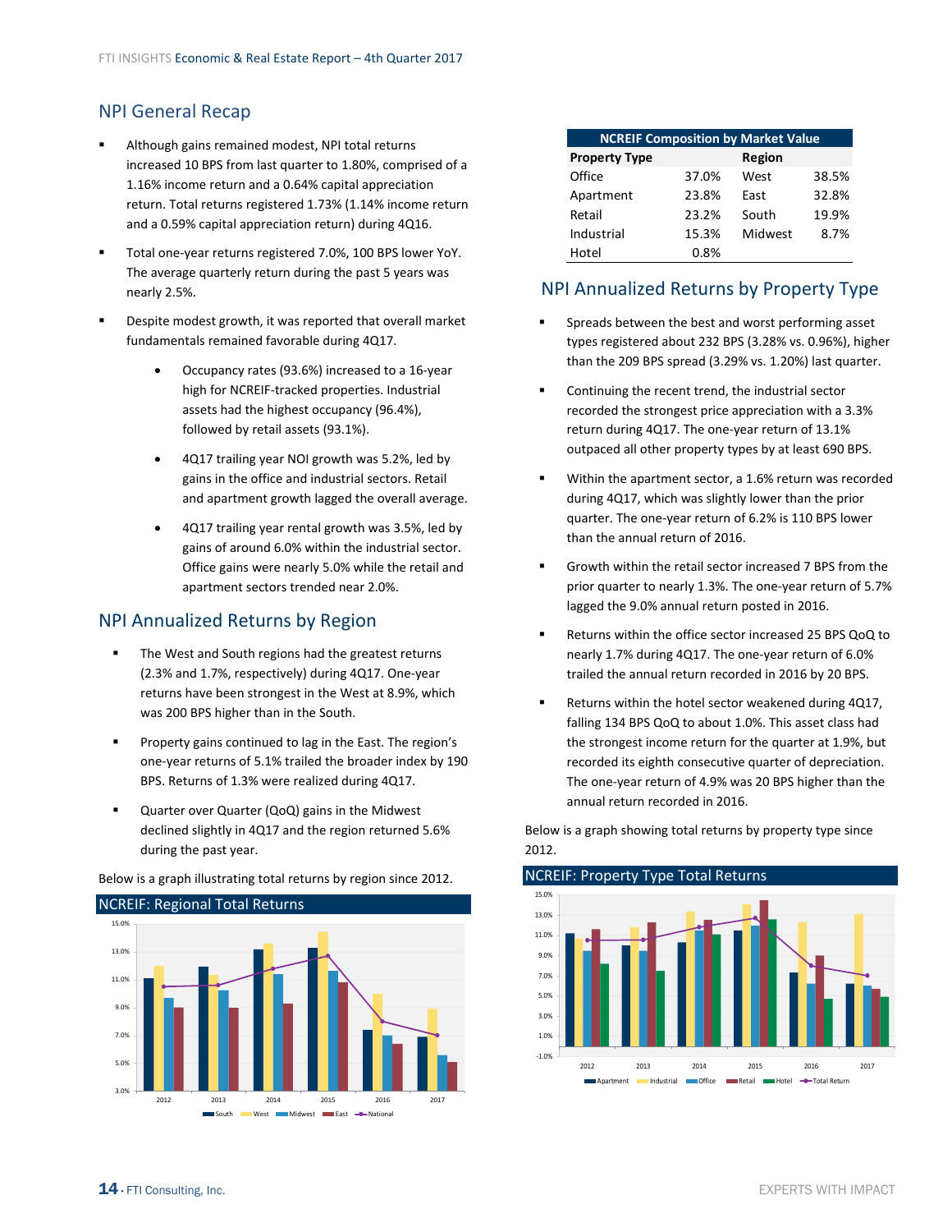## NPI General Recap

- Although gains remained modest, NPI total returns increased 10 BPS from last quarter to 1.80%, comprised of a 1.16% income return and a 0.64% capital appreciation return. Total returns registered 1.73% (1.14% income return and a 0.59% capital appreciation return) during 4Q16.
- Total one-year returns registered 7.0%, 100 BPS lower YoY. The average quarterly return during the past 5 years was nearly 2.5%.
- Despite modest growth, it was reported that overall market fundamentals remained favorable during 4Q17.
  - Occupancy rates (93.6%) increased to a 16-year high for NCREIF-tracked properties. Industrial assets had the highest occupancy (96.4%), followed by retail assets (93.1%).
  - 4Q17 trailing year NOI growth was 5.2%, led by gains in the office and industrial sectors. Retail and apartment growth lagged the overall average.
  - 4Q17 trailing year rental growth was 3.5%, led by gains of around 6.0% within the industrial sector. Office gains were nearly 5.0% while the retail and apartment sectors trended near 2.0%.

## NPI Annualized Returns by Region

- The West and South regions had the greatest returns (2.3% and 1.7%, respectively) during 4Q17. One-year returns have been strongest in the West at 8.9%, which was 200 BPS higher than in the South.
- Property gains continued to lag in the East. The region's one-year returns of 5.1% trailed the broader index by 190 BPS. Returns of 1.3% were realized during 4Q17.
- Quarter over Quarter (QoQ) gains in the Midwest declined slightly in 4Q17 and the region returned 5.6% during the past year.

Below is a graph illustrating total returns by region since 2012.

**NCREIF: Regional Total Returns**

| NCREIF Composition by Market Value | | | |
|---|---|---|---|
| **Property Type** | | **Region** | |
| Office | 37.0% | West | 38.5% |
| Apartment | 23.8% | East | 32.8% |
| Retail | 23.2% | South | 19.9% |
| Industrial | 15.3% | Midwest | 8.7% |
| Hotel | 0.8% | | |

## NPI Annualized Returns by Property Type

- Spreads between the best and worst performing asset types registered about 232 BPS (3.28% vs. 0.96%), higher than the 209 BPS spread (3.29% vs. 1.20%) last quarter.
- Continuing the recent trend, the industrial sector recorded the strongest price appreciation with a 3.3% return during 4Q17. The one-year return of 13.1% outpaced all other property types by at least 690 BPS.
- Within the apartment sector, a 1.6% return was recorded during 4Q17, which was slightly lower than the prior quarter. The one-year return of 6.2% is 110 BPS lower than the annual return of 2016.
- Growth within the retail sector increased 7 BPS from the prior quarter to nearly 1.3%. The one-year return of 5.7% lagged the 9.0% annual return posted in 2016.
- Returns within the office sector increased 25 BPS QoQ to nearly 1.7% during 4Q17. The one-year return of 6.0% trailed the annual return recorded in 2016 by 20 BPS.
- Returns within the hotel sector weakened during 4Q17, falling 134 BPS QoQ to about 1.0%. This asset class had the strongest income return for the quarter at 1.9%, but recorded its eighth consecutive quarter of depreciation. The one-year return of 4.9% was 20 BPS higher than the annual return recorded in 2016.

Below is a graph showing total returns by property type since 2012.

**NCREIF: Property Type Total Returns**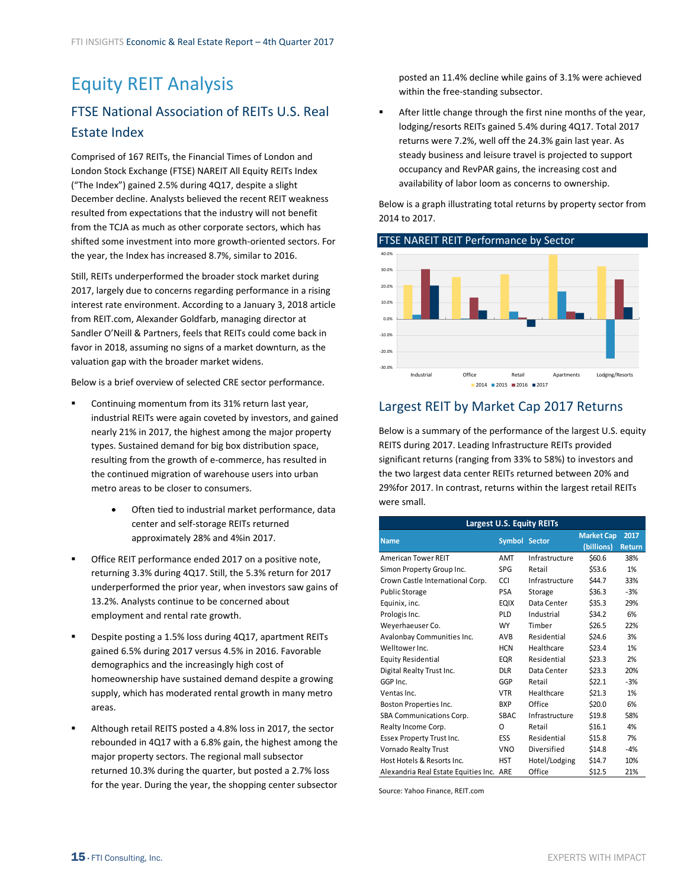# Equity REIT Analysis

## FTSE National Association of REITs U.S. Real Estate Index

Comprised of 167 REITs, the Financial Times of London and London Stock Exchange (FTSE) NAREIT All Equity REITs Index ("The Index") gained 2.5% during 4Q17, despite a slight December decline. Analysts believed the recent REIT weakness resulted from expectations that the industry will not benefit from the TCJA as much as other corporate sectors, which has shifted some investment into more growth-oriented sectors. For the year, the Index has increased 8.7%, similar to 2016.

Still, REITs underperformed the broader stock market during 2017, largely due to concerns regarding performance in a rising interest rate environment. According to a January 3, 2018 article from REIT.com, Alexander Goldfarb, managing director at Sandler O'Neill & Partners, feels that REITs could come back in favor in 2018, assuming no signs of a market downturn, as the valuation gap with the broader market widens.

Below is a brief overview of selected CRE sector performance.

- Continuing momentum from its 31% return last year, industrial REITs were again coveted by investors, and gained nearly 21% in 2017, the highest among the major property types. Sustained demand for big box distribution space, resulting from the growth of e-commerce, has resulted in the continued migration of warehouse users into urban metro areas to be closer to consumers.
    - Often tied to industrial market performance, data center and self-storage REITs returned approximately 28% and 4%in 2017.
- Office REIT performance ended 2017 on a positive note, returning 3.3% during 4Q17. Still, the 5.3% return for 2017 underperformed the prior year, when investors saw gains of 13.2%. Analysts continue to be concerned about employment and rental rate growth.
- Despite posting a 1.5% loss during 4Q17, apartment REITs gained 6.5% during 2017 versus 4.5% in 2016. Favorable demographics and the increasingly high cost of homeownership have sustained demand despite a growing supply, which has moderated rental growth in many metro areas.
- Although retail REITS posted a 4.8% loss in 2017, the sector rebounded in 4Q17 with a 6.8% gain, the highest among the major property sectors. The regional mall subsector returned 10.3% during the quarter, but posted a 2.7% loss for the year. During the year, the shopping center subsector posted an 11.4% decline while gains of 3.1% were achieved within the free-standing subsector.
- After little change through the first nine months of the year, lodging/resorts REITs gained 5.4% during 4Q17. Total 2017 returns were 7.2%, well off the 24.3% gain last year. As steady business and leisure travel is projected to support occupancy and RevPAR gains, the increasing cost and availability of labor loom as concerns to ownership.

Below is a graph illustrating total returns by property sector from 2014 to 2017.

**FTSE NAREIT REIT Performance by Sector**

## Largest REIT by Market Cap 2017 Returns

Below is a summary of the performance of the largest U.S. equity REITS during 2017. Leading Infrastructure REITs provided significant returns (ranging from 33% to 58%) to investors and the two largest data center REITs returned between 20% and 29%for 2017. In contrast, returns within the largest retail REITs were small.

**Largest U.S. Equity REITs**

| Name | Symbol | Sector | Market Cap (billions) | 2017 Return |
|---|---|---|---|---|
| American Tower REIT | AMT | Infrastructure | $60.6 | 38% |
| Simon Property Group Inc. | SPG | Retail | $53.6 | 1% |
| Crown Castle International Corp. | CCI | Infrastructure | $44.7 | 33% |
| Public Storage | PSA | Storage | $36.3 | -3% |
| Equinix, inc. | EQIX | Data Center | $35.3 | 29% |
| Prologis Inc. | PLD | Industrial | $34.2 | 6% |
| Weyerhaeuser Co. | WY | Timber | $26.5 | 22% |
| Avalonbay Communities Inc. | AVB | Residential | $24.6 | 3% |
| Welltower Inc. | HCN | Healthcare | $23.4 | 1% |
| Equity Residential | EQR | Residential | $23.3 | 2% |
| Digital Realty Trust Inc. | DLR | Data Center | $23.3 | 20% |
| GGP Inc. | GGP | Retail | $22.1 | -3% |
| Ventas Inc. | VTR | Healthcare | $21.3 | 1% |
| Boston Properties Inc. | BXP | Office | $20.0 | 6% |
| SBA Communications Corp. | SBAC | Infrastructure | $19.8 | 58% |
| Realty Income Corp. | O | Retail | $16.1 | 4% |
| Essex Property Trust Inc. | ESS | Residential | $15.8 | 7% |
| Vornado Realty Trust | VNO | Diversified | $14.8 | -4% |
| Host Hotels & Resorts Inc. | HST | Hotel/Lodging | $14.7 | 10% |
| Alexandria Real Estate Equities Inc. | ARE | Office | $12.5 | 21% |

Source: Yahoo Finance, REIT.com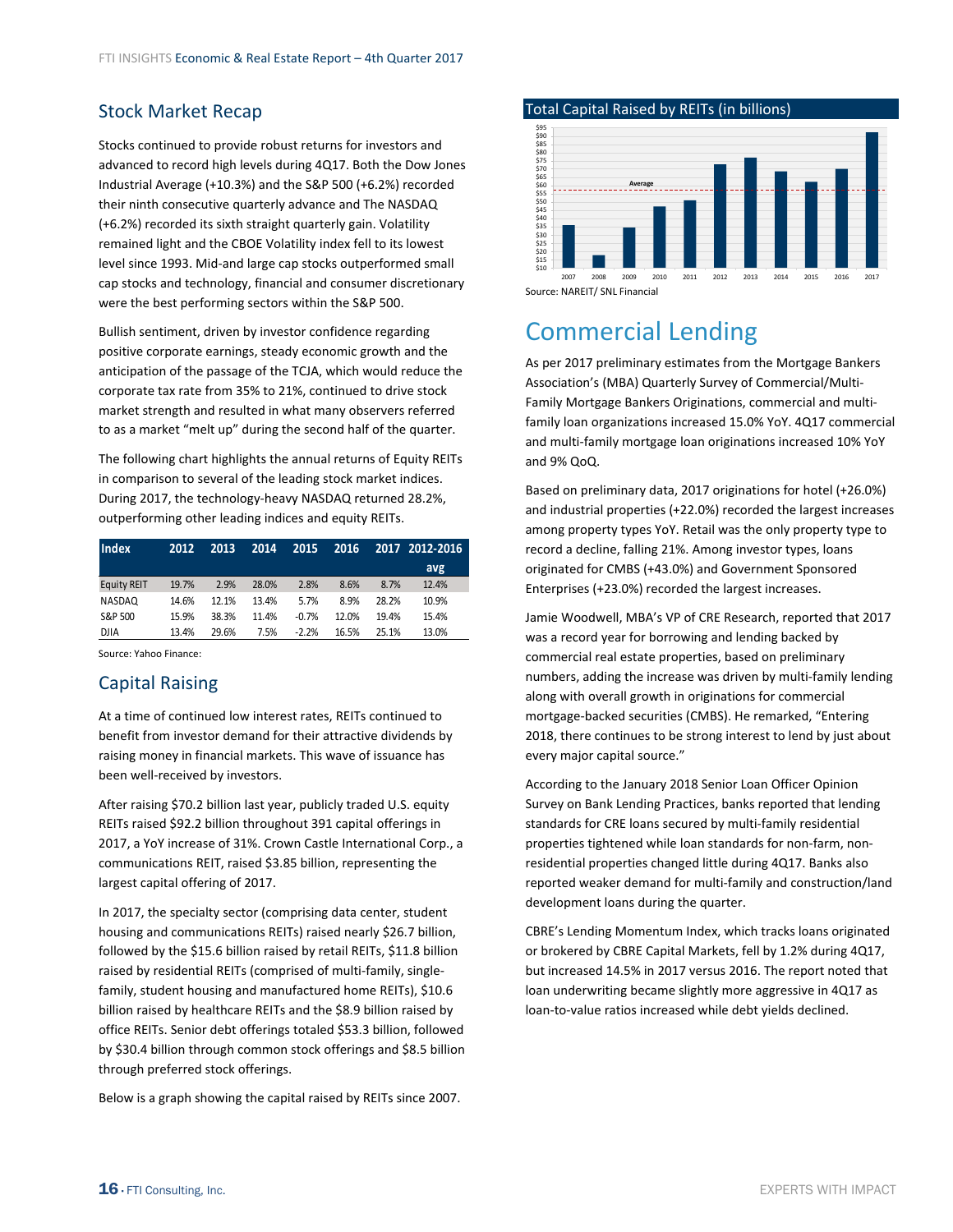## Stock Market Recap

Stocks continued to provide robust returns for investors and advanced to record high levels during 4Q17. Both the Dow Jones Industrial Average (+10.3%) and the S&P 500 (+6.2%) recorded their ninth consecutive quarterly advance and The NASDAQ (+6.2%) recorded its sixth straight quarterly gain. Volatility remained light and the CBOE Volatility index fell to its lowest level since 1993. Mid-and large cap stocks outperformed small cap stocks and technology, financial and consumer discretionary were the best performing sectors within the S&P 500.

Bullish sentiment, driven by investor confidence regarding positive corporate earnings, steady economic growth and the anticipation of the passage of the TCJA, which would reduce the corporate tax rate from 35% to 21%, continued to drive stock market strength and resulted in what many observers referred to as a market "melt up" during the second half of the quarter.

The following chart highlights the annual returns of Equity REITs in comparison to several of the leading stock market indices. During 2017, the technology-heavy NASDAQ returned 28.2%, outperforming other leading indices and equity REITs.

| Index | 2012 | 2013 | 2014 | 2015 | 2016 | 2017 | 2012-2016 avg |
|---|---|---|---|---|---|---|---|
| Equity REIT | 19.7% | 2.9% | 28.0% | 2.8% | 8.6% | 8.7% | 12.4% |
| NASDAQ | 14.6% | 12.1% | 13.4% | 5.7% | 8.9% | 28.2% | 10.9% |
| S&P 500 | 15.9% | 38.3% | 11.4% | -0.7% | 12.0% | 19.4% | 15.4% |
| DJIA | 13.4% | 29.6% | 7.5% | -2.2% | 16.5% | 25.1% | 13.0% |

Source: Yahoo Finance:

## Capital Raising

At a time of continued low interest rates, REITs continued to benefit from investor demand for their attractive dividends by raising money in financial markets. This wave of issuance has been well-received by investors.

After raising $70.2 billion last year, publicly traded U.S. equity REITs raised $92.2 billion throughout 391 capital offerings in 2017, a YoY increase of 31%. Crown Castle International Corp., a communications REIT, raised $3.85 billion, representing the largest capital offering of 2017.

In 2017, the specialty sector (comprising data center, student housing and communications REITs) raised nearly $26.7 billion, followed by the $15.6 billion raised by retail REITs, $11.8 billion raised by residential REITs (comprised of multi-family, single-family, student housing and manufactured home REITs), $10.6 billion raised by healthcare REITs and the $8.9 billion raised by office REITs. Senior debt offerings totaled $53.3 billion, followed by $30.4 billion through common stock offerings and $8.5 billion through preferred stock offerings.

Below is a graph showing the capital raised by REITs since 2007.

**Total Capital Raised by REITs (in billions)**

Source: NAREIT/ SNL Financial

# Commercial Lending

As per 2017 preliminary estimates from the Mortgage Bankers Association's (MBA) Quarterly Survey of Commercial/Multi-Family Mortgage Bankers Originations, commercial and multi-family loan organizations increased 15.0% YoY. 4Q17 commercial and multi-family mortgage loan originations increased 10% YoY and 9% QoQ.

Based on preliminary data, 2017 originations for hotel (+26.0%) and industrial properties (+22.0%) recorded the largest increases among property types YoY. Retail was the only property type to record a decline, falling 21%. Among investor types, loans originated for CMBS (+43.0%) and Government Sponsored Enterprises (+23.0%) recorded the largest increases.

Jamie Woodwell, MBA's VP of CRE Research, reported that 2017 was a record year for borrowing and lending backed by commercial real estate properties, based on preliminary numbers, adding the increase was driven by multi-family lending along with overall growth in originations for commercial mortgage-backed securities (CMBS). He remarked, "Entering 2018, there continues to be strong interest to lend by just about every major capital source."

According to the January 2018 Senior Loan Officer Opinion Survey on Bank Lending Practices, banks reported that lending standards for CRE loans secured by multi-family residential properties tightened while loan standards for non-farm, non-residential properties changed little during 4Q17. Banks also reported weaker demand for multi-family and construction/land development loans during the quarter.

CBRE's Lending Momentum Index, which tracks loans originated or brokered by CBRE Capital Markets, fell by 1.2% during 4Q17, but increased 14.5% in 2017 versus 2016. The report noted that loan underwriting became slightly more aggressive in 4Q17 as loan-to-value ratios increased while debt yields declined.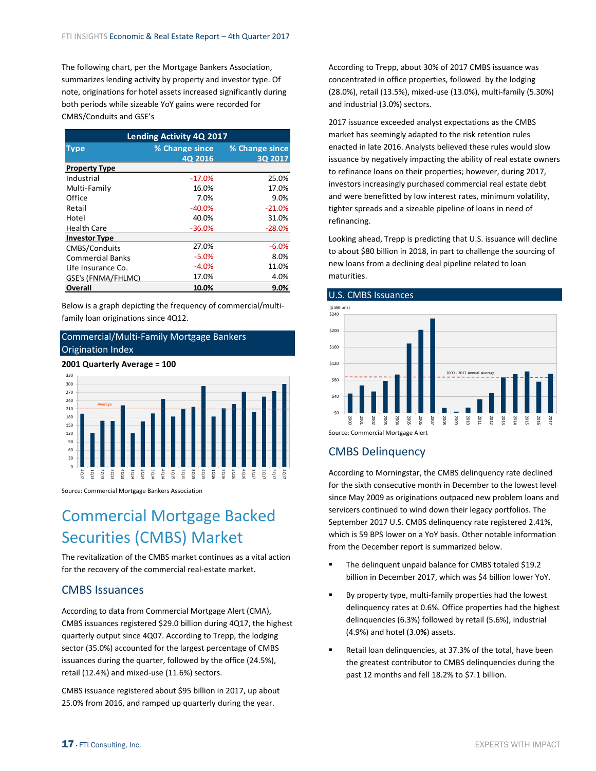The following chart, per the Mortgage Bankers Association, summarizes lending activity by property and investor type. Of note, originations for hotel assets increased significantly during both periods while sizeable YoY gains were recorded for CMBS/Conduits and GSE's

| Lending Activity 4Q 2017 | | |
|---|---|---|
| **Type** | **% Change since 4Q 2016** | **% Change since 3Q 2017** |
| **Property Type** | | |
| Industrial | -17.0% | 25.0% |
| Multi-Family | 16.0% | 17.0% |
| Office | 7.0% | 9.0% |
| Retail | -40.0% | -21.0% |
| Hotel | 40.0% | 31.0% |
| Health Care | -36.0% | -28.0% |
| **Investor Type** | | |
| CMBS/Conduits | 27.0% | -6.0% |
| Commercial Banks | -5.0% | 8.0% |
| Life Insurance Co. | -4.0% | 11.0% |
| GSE's (FNMA/FHLMC) | 17.0% | 4.0% |
| **Overall** | **10.0%** | **9.0%** |

Below is a graph depicting the frequency of commercial/multi-family loan originations since 4Q12.

## Commercial/Multi-Family Mortgage Bankers Origination Index

**2001 Quarterly Average = 100**

Source: Commercial Mortgage Bankers Association

# Commercial Mortgage Backed Securities (CMBS) Market

The revitalization of the CMBS market continues as a vital action for the recovery of the commercial real-estate market.

## CMBS Issuances

According to data from Commercial Mortgage Alert (CMA), CMBS issuances registered $29.0 billion during 4Q17, the highest quarterly output since 4Q07. According to Trepp, the lodging sector (35.0%) accounted for the largest percentage of CMBS issuances during the quarter, followed by the office (24.5%), retail (12.4%) and mixed-use (11.6%) sectors.

CMBS issuance registered about $95 billion in 2017, up about 25.0% from 2016, and ramped up quarterly during the year.

According to Trepp, about 30% of 2017 CMBS issuance was concentrated in office properties, followed by the lodging (28.0%), retail (13.5%), mixed-use (13.0%), multi-family (5.30%) and industrial (3.0%) sectors.

2017 issuance exceeded analyst expectations as the CMBS market has seemingly adapted to the risk retention rules enacted in late 2016. Analysts believed these rules would slow issuance by negatively impacting the ability of real estate owners to refinance loans on their properties; however, during 2017, investors increasingly purchased commercial real estate debt and were benefitted by low interest rates, minimum volatility, tighter spreads and a sizeable pipeline of loans in need of refinancing.

Looking ahead, Trepp is predicting that U.S. issuance will decline to about $80 billion in 2018, in part to challenge the sourcing of new loans from a declining deal pipeline related to loan maturities.

## U.S. CMBS Issuances

Source: Commercial Mortgage Alert

## CMBS Delinquency

According to Morningstar, the CMBS delinquency rate declined for the sixth consecutive month in December to the lowest level since May 2009 as originations outpaced new problem loans and servicers continued to wind down their legacy portfolios. The September 2017 U.S. CMBS delinquency rate registered 2.41%, which is 59 BPS lower on a YoY basis. Other notable information from the December report is summarized below.

- The delinquent unpaid balance for CMBS totaled $19.2 billion in December 2017, which was $4 billion lower YoY.
- By property type, multi-family properties had the lowest delinquency rates at 0.6%. Office properties had the highest delinquencies (6.3%) followed by retail (5.6%), industrial (4.9%) and hotel (3.0%) assets.
- Retail loan delinquencies, at 37.3% of the total, have been the greatest contributor to CMBS delinquencies during the past 12 months and fell 18.2% to $7.1 billion.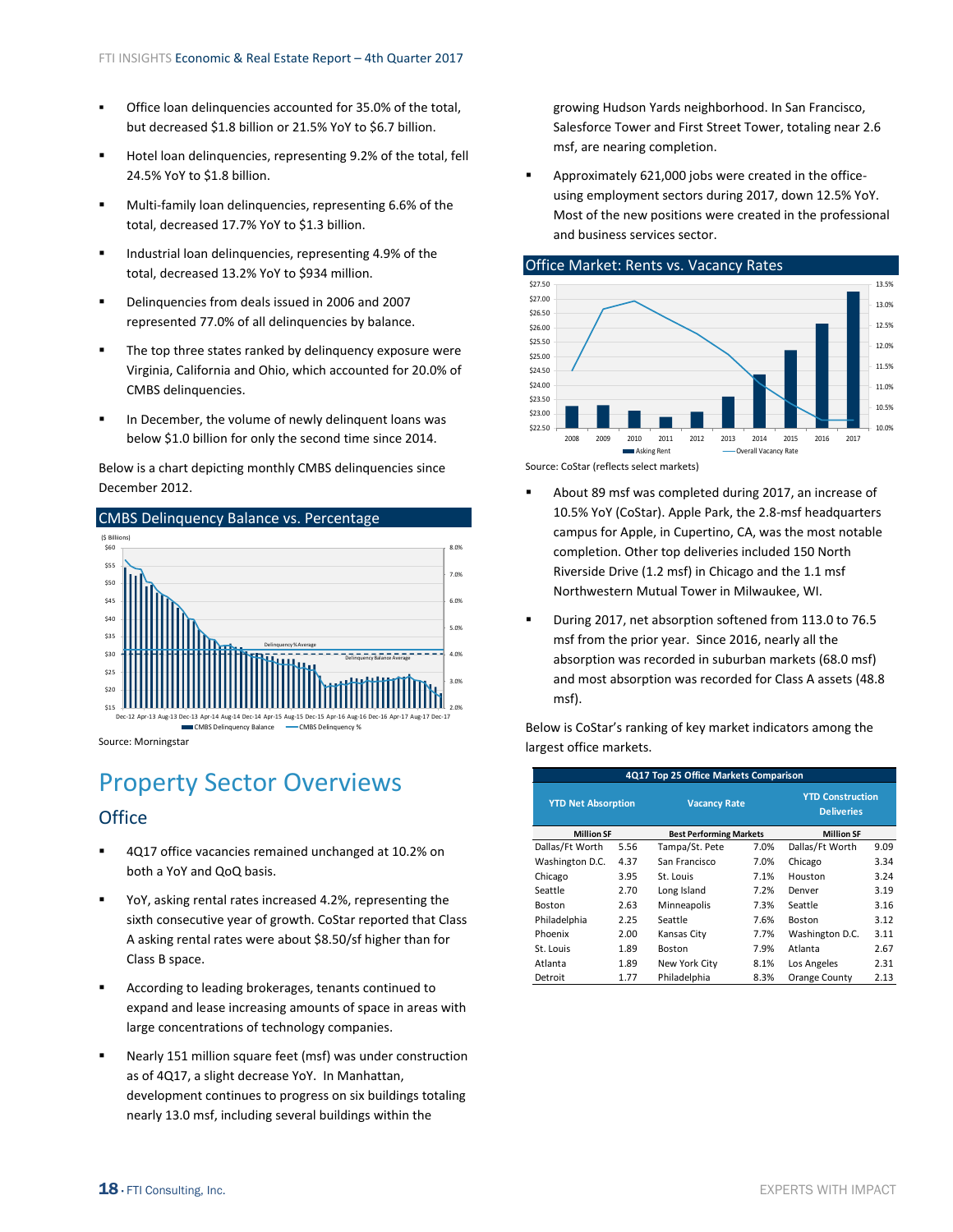- Office loan delinquencies accounted for 35.0% of the total, but decreased $1.8 billion or 21.5% YoY to $6.7 billion.
- Hotel loan delinquencies, representing 9.2% of the total, fell 24.5% YoY to $1.8 billion.
- Multi-family loan delinquencies, representing 6.6% of the total, decreased 17.7% YoY to $1.3 billion.
- Industrial loan delinquencies, representing 4.9% of the total, decreased 13.2% YoY to $934 million.
- Delinquencies from deals issued in 2006 and 2007 represented 77.0% of all delinquencies by balance.
- The top three states ranked by delinquency exposure were Virginia, California and Ohio, which accounted for 20.0% of CMBS delinquencies.
- In December, the volume of newly delinquent loans was below $1.0 billion for only the second time since 2014.

Below is a chart depicting monthly CMBS delinquencies since December 2012.

**CMBS Delinquency Balance vs. Percentage**

Source: Morningstar

# Property Sector Overviews

## Office

- 4Q17 office vacancies remained unchanged at 10.2% on both a YoY and QoQ basis.
- YoY, asking rental rates increased 4.2%, representing the sixth consecutive year of growth. CoStar reported that Class A asking rental rates were about $8.50/sf higher than for Class B space.
- According to leading brokerages, tenants continued to expand and lease increasing amounts of space in areas with large concentrations of technology companies.
- Nearly 151 million square feet (msf) was under construction as of 4Q17, a slight decrease YoY. In Manhattan, development continues to progress on six buildings totaling nearly 13.0 msf, including several buildings within the growing Hudson Yards neighborhood. In San Francisco, Salesforce Tower and First Street Tower, totaling near 2.6 msf, are nearing completion.
- Approximately 621,000 jobs were created in the office-using employment sectors during 2017, down 12.5% YoY. Most of the new positions were created in the professional and business services sector.

**Office Market: Rents vs. Vacancy Rates**

Source: CoStar (reflects select markets)

- About 89 msf was completed during 2017, an increase of 10.5% YoY (CoStar). Apple Park, the 2.8-msf headquarters campus for Apple, in Cupertino, CA, was the most notable completion. Other top deliveries included 150 North Riverside Drive (1.2 msf) in Chicago and the 1.1 msf Northwestern Mutual Tower in Milwaukee, WI.
- During 2017, net absorption softened from 113.0 to 76.5 msf from the prior year. Since 2016, nearly all the absorption was recorded in suburban markets (68.0 msf) and most absorption was recorded for Class A assets (48.8 msf).

Below is CoStar's ranking of key market indicators among the largest office markets.

**4Q17 Top 25 Office Markets Comparison**

| YTD Net Absorption | | Vacancy Rate | | YTD Construction Deliveries | |
|---|---|---|---|---|---|
| Million SF | | Best Performing Markets | | Million SF | |
| Dallas/Ft Worth | 5.56 | Tampa/St. Pete | 7.0% | Dallas/Ft Worth | 9.09 |
| Washington D.C. | 4.37 | San Francisco | 7.0% | Chicago | 3.34 |
| Chicago | 3.95 | St. Louis | 7.1% | Houston | 3.24 |
| Seattle | 2.70 | Long Island | 7.2% | Denver | 3.19 |
| Boston | 2.63 | Minneapolis | 7.3% | Seattle | 3.16 |
| Philadelphia | 2.25 | Seattle | 7.6% | Boston | 3.12 |
| Phoenix | 2.00 | Kansas City | 7.7% | Washington D.C. | 3.11 |
| St. Louis | 1.89 | Boston | 7.9% | Atlanta | 2.67 |
| Atlanta | 1.89 | New York City | 8.1% | Los Angeles | 2.31 |
| Detroit | 1.77 | Philadelphia | 8.3% | Orange County | 2.13 |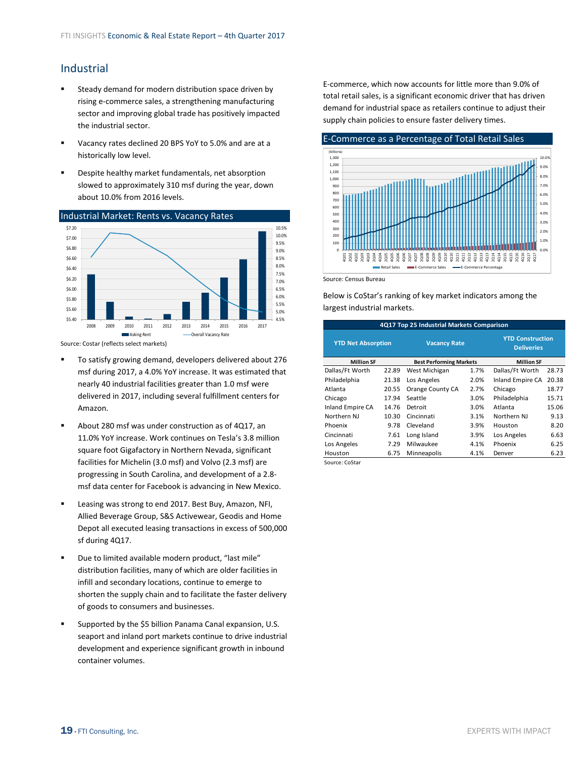## Industrial

- Steady demand for modern distribution space driven by rising e-commerce sales, a strengthening manufacturing sector and improving global trade has positively impacted the industrial sector.
- Vacancy rates declined 20 BPS YoY to 5.0% and are at a historically low level.
- Despite healthy market fundamentals, net absorption slowed to approximately 310 msf during the year, down about 10.0% from 2016 levels.

**Industrial Market: Rents vs. Vacancy Rates**

Source: Costar (reflects select markets)

- To satisfy growing demand, developers delivered about 276 msf during 2017, a 4.0% YoY increase. It was estimated that nearly 40 industrial facilities greater than 1.0 msf were delivered in 2017, including several fulfillment centers for Amazon.
- About 280 msf was under construction as of 4Q17, an 11.0% YoY increase. Work continues on Tesla's 3.8 million square foot Gigafactory in Northern Nevada, significant facilities for Michelin (3.0 msf) and Volvo (2.3 msf) are progressing in South Carolina, and development of a 2.8-msf data center for Facebook is advancing in New Mexico.
- Leasing was strong to end 2017. Best Buy, Amazon, NFI, Allied Beverage Group, S&S Activewear, Geodis and Home Depot all executed leasing transactions in excess of 500,000 sf during 4Q17.
- Due to limited available modern product, "last mile" distribution facilities, many of which are older facilities in infill and secondary locations, continue to emerge to shorten the supply chain and to facilitate the faster delivery of goods to consumers and businesses.
- Supported by the $5 billion Panama Canal expansion, U.S. seaport and inland port markets continue to drive industrial development and experience significant growth in inbound container volumes.

E-commerce, which now accounts for little more than 9.0% of total retail sales, is a significant economic driver that has driven demand for industrial space as retailers continue to adjust their supply chain policies to ensure faster delivery times.

**E-Commerce as a Percentage of Total Retail Sales**

Source: Census Bureau

Below is CoStar's ranking of key market indicators among the largest industrial markets.

**4Q17 Top 25 Industrial Markets Comparison**

| YTD Net Absorption | | Vacancy Rate | | YTD Construction Deliveries | |
|---|---|---|---|---|---|
| Million SF | | Best Performing Markets | | Million SF | |
| Dallas/Ft Worth | 22.89 | West Michigan | 1.7% | Dallas/Ft Worth | 28.73 |
| Philadelphia | 21.38 | Los Angeles | 2.0% | Inland Empire CA | 20.38 |
| Atlanta | 20.55 | Orange County CA | 2.7% | Chicago | 18.77 |
| Chicago | 17.94 | Seattle | 3.0% | Philadelphia | 15.71 |
| Inland Empire CA | 14.76 | Detroit | 3.0% | Atlanta | 15.06 |
| Northern NJ | 10.30 | Cincinnati | 3.1% | Northern NJ | 9.13 |
| Phoenix | 9.78 | Cleveland | 3.9% | Houston | 8.20 |
| Cincinnati | 7.61 | Long Island | 3.9% | Los Angeles | 6.63 |
| Los Angeles | 7.29 | Milwaukee | 4.1% | Phoenix | 6.25 |
| Houston | 6.75 | Minneapolis | 4.1% | Denver | 6.23 |

Source: CoStar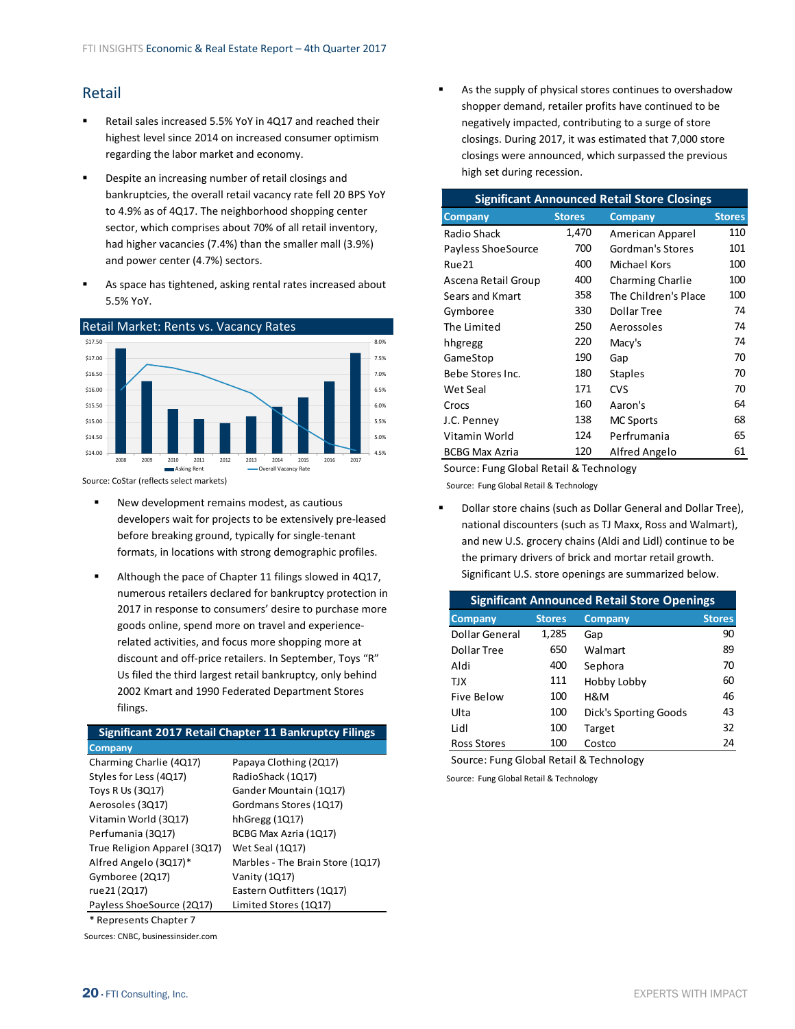## Retail

- Retail sales increased 5.5% YoY in 4Q17 and reached their highest level since 2014 on increased consumer optimism regarding the labor market and economy.
- Despite an increasing number of retail closings and bankruptcies, the overall retail vacancy rate fell 20 BPS YoY to 4.9% as of 4Q17. The neighborhood shopping center sector, which comprises about 70% of all retail inventory, had higher vacancies (7.4%) than the smaller mall (3.9%) and power center (4.7%) sectors.
- As space has tightened, asking rental rates increased about 5.5% YoY.

**Retail Market: Rents vs. Vacancy Rates**

Source: CoStar (reflects select markets)

- New development remains modest, as cautious developers wait for projects to be extensively pre-leased before breaking ground, typically for single-tenant formats, in locations with strong demographic profiles.
- Although the pace of Chapter 11 filings slowed in 4Q17, numerous retailers declared for bankruptcy protection in 2017 in response to consumers' desire to purchase more goods online, spend more on travel and experience-related activities, and focus more shopping more at discount and off-price retailers. In September, Toys "R" Us filed the third largest retail bankruptcy, only behind 2002 Kmart and 1990 Federated Department Stores filings.

**Significant 2017 Retail Chapter 11 Bankruptcy Filings**

| Company | |
|---|---|
| Charming Charlie (4Q17) | Papaya Clothing (2Q17) |
| Styles for Less (4Q17) | RadioShack (1Q17) |
| Toys R Us (3Q17) | Gander Mountain (1Q17) |
| Aerosoles (3Q17) | Gordmans Stores (1Q17) |
| Vitamin World (3Q17) | hhGregg (1Q17) |
| Perfumania (3Q17) | BCBG Max Azria (1Q17) |
| True Religion Apparel (3Q17) | Wet Seal (1Q17) |
| Alfred Angelo (3Q17)* | Marbles - The Brain Store (1Q17) |
| Gymboree (2Q17) | Vanity (1Q17) |
| rue21 (2Q17) | Eastern Outfitters (1Q17) |
| Payless ShoeSource (2Q17) | Limited Stores (1Q17) |

\* Represents Chapter 7

Sources: CNBC, businessinsider.com

- As the supply of physical stores continues to overshadow shopper demand, retailer profits have continued to be negatively impacted, contributing to a surge of store closings. During 2017, it was estimated that 7,000 store closings were announced, which surpassed the previous high set during recession.

**Significant Announced Retail Store Closings**

| Company | Stores | Company | Stores |
|---|---|---|---|
| Radio Shack | 1,470 | American Apparel | 110 |
| Payless ShoeSource | 700 | Gordman's Stores | 101 |
| Rue21 | 400 | Michael Kors | 100 |
| Ascena Retail Group | 400 | Charming Charlie | 100 |
| Sears and Kmart | 358 | The Children's Place | 100 |
| Gymboree | 330 | Dollar Tree | 74 |
| The Limited | 250 | Aerossoles | 74 |
| hhgregg | 220 | Macy's | 74 |
| GameStop | 190 | Gap | 70 |
| Bebe Stores Inc. | 180 | Staples | 70 |
| Wet Seal | 171 | CVS | 70 |
| Crocs | 160 | Aaron's | 64 |
| J.C. Penney | 138 | MC Sports | 68 |
| Vitamin World | 124 | Perfrumania | 65 |
| BCBG Max Azria | 120 | Alfred Angelo | 61 |

Source: Fung Global Retail & Technology

Source: Fung Global Retail & Technology

- Dollar store chains (such as Dollar General and Dollar Tree), national discounters (such as TJ Maxx, Ross and Walmart), and new U.S. grocery chains (Aldi and Lidl) continue to be the primary drivers of brick and mortar retail growth. Significant U.S. store openings are summarized below.

**Significant Announced Retail Store Openings**

| Company | Stores | Company | Stores |
|---|---|---|---|
| Dollar General | 1,285 | Gap | 90 |
| Dollar Tree | 650 | Walmart | 89 |
| Aldi | 400 | Sephora | 70 |
| TJX | 111 | Hobby Lobby | 60 |
| Five Below | 100 | H&M | 46 |
| Ulta | 100 | Dick's Sporting Goods | 43 |
| Lidl | 100 | Target | 32 |
| Ross Stores | 100 | Costco | 24 |

Source: Fung Global Retail & Technology

Source: Fung Global Retail & Technology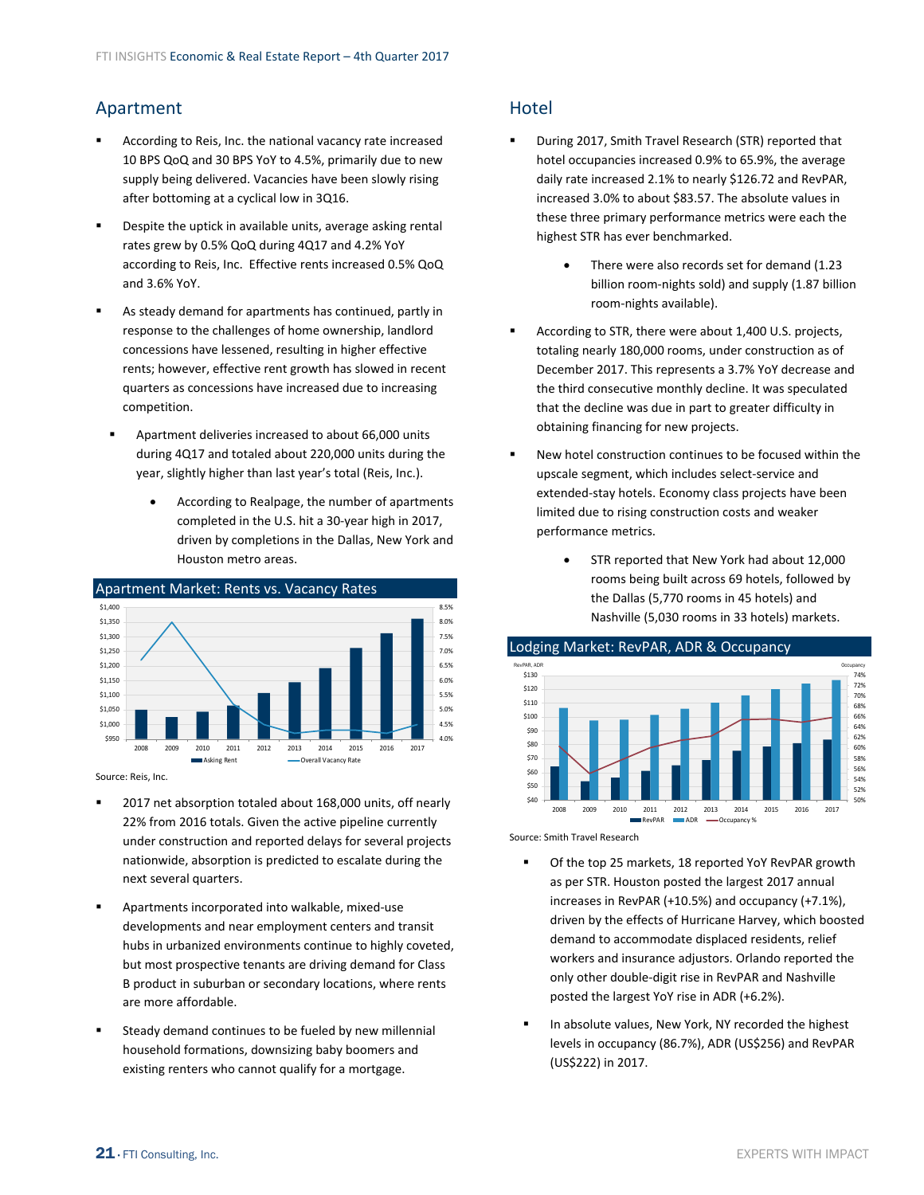## Apartment

- According to Reis, Inc. the national vacancy rate increased 10 BPS QoQ and 30 BPS YoY to 4.5%, primarily due to new supply being delivered. Vacancies have been slowly rising after bottoming at a cyclical low in 3Q16.
- Despite the uptick in available units, average asking rental rates grew by 0.5% QoQ during 4Q17 and 4.2% YoY according to Reis, Inc. Effective rents increased 0.5% QoQ and 3.6% YoY.
- As steady demand for apartments has continued, partly in response to the challenges of home ownership, landlord concessions have lessened, resulting in higher effective rents; however, effective rent growth has slowed in recent quarters as concessions have increased due to increasing competition.
  - Apartment deliveries increased to about 66,000 units during 4Q17 and totaled about 220,000 units during the year, slightly higher than last year's total (Reis, Inc.).
    - According to Realpage, the number of apartments completed in the U.S. hit a 30-year high in 2017, driven by completions in the Dallas, New York and Houston metro areas.

**Apartment Market: Rents vs. Vacancy Rates**

Source: Reis, Inc.

- 2017 net absorption totaled about 168,000 units, off nearly 22% from 2016 totals. Given the active pipeline currently under construction and reported delays for several projects nationwide, absorption is predicted to escalate during the next several quarters.
- Apartments incorporated into walkable, mixed-use developments and near employment centers and transit hubs in urbanized environments continue to highly coveted, but most prospective tenants are driving demand for Class B product in suburban or secondary locations, where rents are more affordable.
- Steady demand continues to be fueled by new millennial household formations, downsizing baby boomers and existing renters who cannot qualify for a mortgage.

## Hotel

- During 2017, Smith Travel Research (STR) reported that hotel occupancies increased 0.9% to 65.9%, the average daily rate increased 2.1% to nearly $126.72 and RevPAR, increased 3.0% to about $83.57. The absolute values in these three primary performance metrics were each the highest STR has ever benchmarked.
  - There were also records set for demand (1.23 billion room-nights sold) and supply (1.87 billion room-nights available).
- According to STR, there were about 1,400 U.S. projects, totaling nearly 180,000 rooms, under construction as of December 2017. This represents a 3.7% YoY decrease and the third consecutive monthly decline. It was speculated that the decline was due in part to greater difficulty in obtaining financing for new projects.
- New hotel construction continues to be focused within the upscale segment, which includes select-service and extended-stay hotels. Economy class projects have been limited due to rising construction costs and weaker performance metrics.
  - STR reported that New York had about 12,000 rooms being built across 69 hotels, followed by the Dallas (5,770 rooms in 45 hotels) and Nashville (5,030 rooms in 33 hotels) markets.

**Lodging Market: RevPAR, ADR & Occupancy**

Source: Smith Travel Research

- Of the top 25 markets, 18 reported YoY RevPAR growth as per STR. Houston posted the largest 2017 annual increases in RevPAR (+10.5%) and occupancy (+7.1%), driven by the effects of Hurricane Harvey, which boosted demand to accommodate displaced residents, relief workers and insurance adjustors. Orlando reported the only other double-digit rise in RevPAR and Nashville posted the largest YoY rise in ADR (+6.2%).
- In absolute values, New York, NY recorded the highest levels in occupancy (86.7%), ADR (US$256) and RevPAR (US$222) in 2017.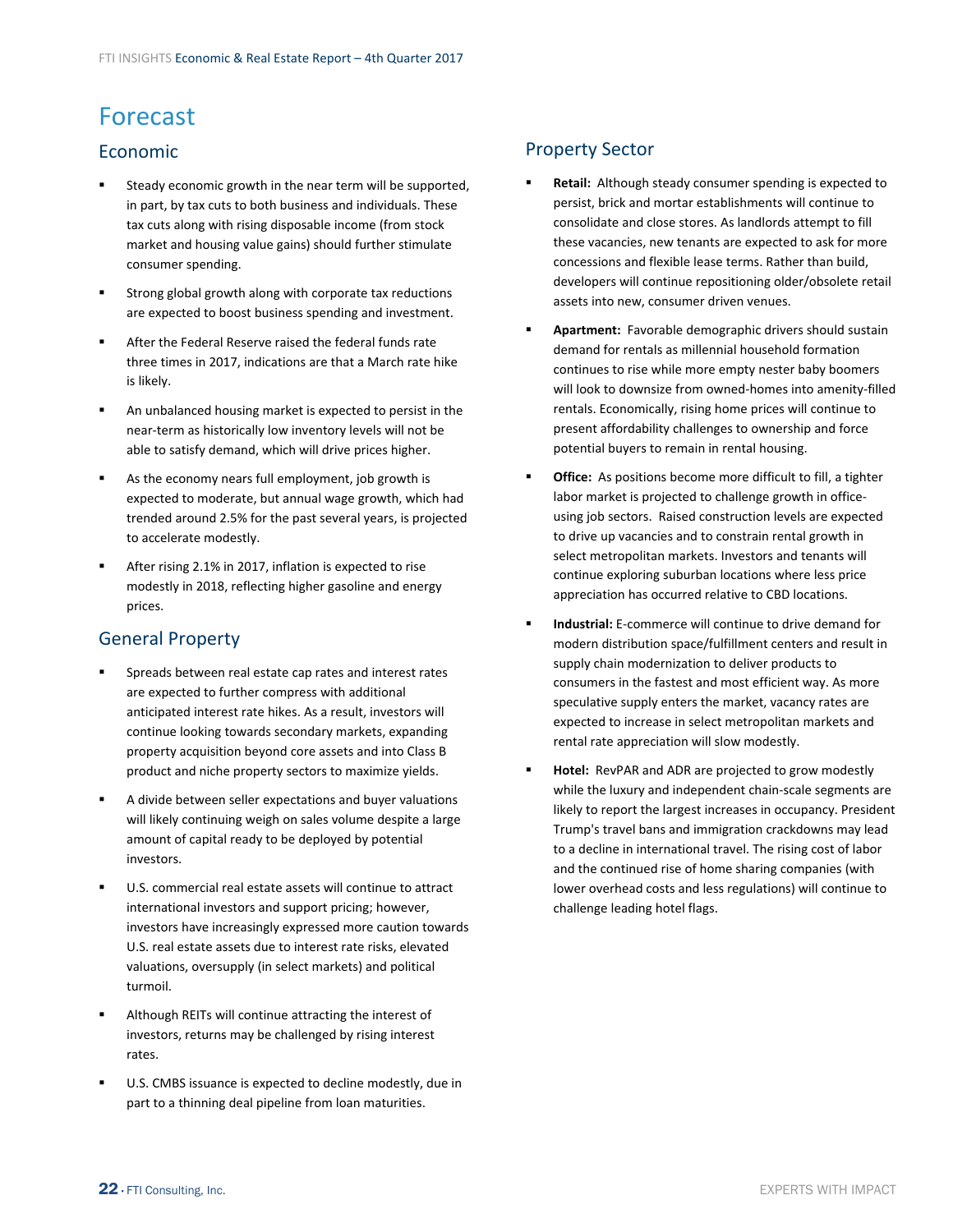# Forecast

## Economic

- Steady economic growth in the near term will be supported, in part, by tax cuts to both business and individuals. These tax cuts along with rising disposable income (from stock market and housing value gains) should further stimulate consumer spending.
- Strong global growth along with corporate tax reductions are expected to boost business spending and investment.
- After the Federal Reserve raised the federal funds rate three times in 2017, indications are that a March rate hike is likely.
- An unbalanced housing market is expected to persist in the near-term as historically low inventory levels will not be able to satisfy demand, which will drive prices higher.
- As the economy nears full employment, job growth is expected to moderate, but annual wage growth, which had trended around 2.5% for the past several years, is projected to accelerate modestly.
- After rising 2.1% in 2017, inflation is expected to rise modestly in 2018, reflecting higher gasoline and energy prices.

## General Property

- Spreads between real estate cap rates and interest rates are expected to further compress with additional anticipated interest rate hikes. As a result, investors will continue looking towards secondary markets, expanding property acquisition beyond core assets and into Class B product and niche property sectors to maximize yields.
- A divide between seller expectations and buyer valuations will likely continuing weigh on sales volume despite a large amount of capital ready to be deployed by potential investors.
- U.S. commercial real estate assets will continue to attract international investors and support pricing; however, investors have increasingly expressed more caution towards U.S. real estate assets due to interest rate risks, elevated valuations, oversupply (in select markets) and political turmoil.
- Although REITs will continue attracting the interest of investors, returns may be challenged by rising interest rates.
- U.S. CMBS issuance is expected to decline modestly, due in part to a thinning deal pipeline from loan maturities.

## Property Sector

- **Retail:** Although steady consumer spending is expected to persist, brick and mortar establishments will continue to consolidate and close stores. As landlords attempt to fill these vacancies, new tenants are expected to ask for more concessions and flexible lease terms. Rather than build, developers will continue repositioning older/obsolete retail assets into new, consumer driven venues.
- **Apartment:** Favorable demographic drivers should sustain demand for rentals as millennial household formation continues to rise while more empty nester baby boomers will look to downsize from owned-homes into amenity-filled rentals. Economically, rising home prices will continue to present affordability challenges to ownership and force potential buyers to remain in rental housing.
- **Office:** As positions become more difficult to fill, a tighter labor market is projected to challenge growth in office-using job sectors. Raised construction levels are expected to drive up vacancies and to constrain rental growth in select metropolitan markets. Investors and tenants will continue exploring suburban locations where less price appreciation has occurred relative to CBD locations.
- **Industrial:** E-commerce will continue to drive demand for modern distribution space/fulfillment centers and result in supply chain modernization to deliver products to consumers in the fastest and most efficient way. As more speculative supply enters the market, vacancy rates are expected to increase in select metropolitan markets and rental rate appreciation will slow modestly.
- **Hotel:** RevPAR and ADR are projected to grow modestly while the luxury and independent chain-scale segments are likely to report the largest increases in occupancy. President Trump's travel bans and immigration crackdowns may lead to a decline in international travel. The rising cost of labor and the continued rise of home sharing companies (with lower overhead costs and less regulations) will continue to challenge leading hotel flags.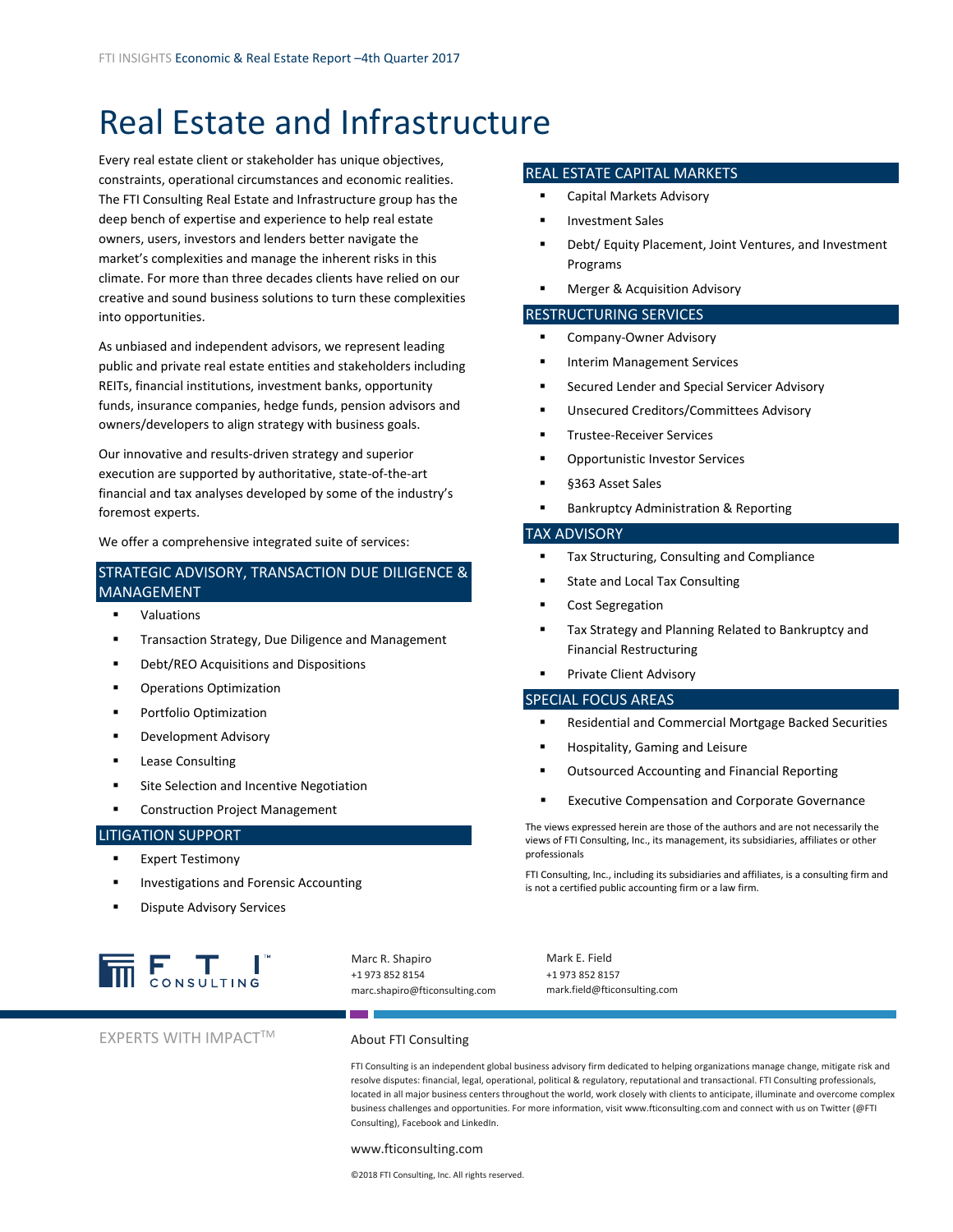# Real Estate and Infrastructure

Every real estate client or stakeholder has unique objectives, constraints, operational circumstances and economic realities. The FTI Consulting Real Estate and Infrastructure group has the deep bench of expertise and experience to help real estate owners, users, investors and lenders better navigate the market's complexities and manage the inherent risks in this climate. For more than three decades clients have relied on our creative and sound business solutions to turn these complexities into opportunities.

As unbiased and independent advisors, we represent leading public and private real estate entities and stakeholders including REITs, financial institutions, investment banks, opportunity funds, insurance companies, hedge funds, pension advisors and owners/developers to align strategy with business goals.

Our innovative and results-driven strategy and superior execution are supported by authoritative, state-of-the-art financial and tax analyses developed by some of the industry's foremost experts.

We offer a comprehensive integrated suite of services:

## STRATEGIC ADVISORY, TRANSACTION DUE DILIGENCE & MANAGEMENT

- Valuations
- Transaction Strategy, Due Diligence and Management
- Debt/REO Acquisitions and Dispositions
- Operations Optimization
- Portfolio Optimization
- Development Advisory
- Lease Consulting
- Site Selection and Incentive Negotiation
- Construction Project Management

## LITIGATION SUPPORT

- Expert Testimony
- Investigations and Forensic Accounting
- Dispute Advisory Services

## REAL ESTATE CAPITAL MARKETS

- Capital Markets Advisory
- Investment Sales
- Debt/ Equity Placement, Joint Ventures, and Investment Programs
- Merger & Acquisition Advisory

## RESTRUCTURING SERVICES

- Company-Owner Advisory
- Interim Management Services
- Secured Lender and Special Servicer Advisory
- Unsecured Creditors/Committees Advisory
- Trustee-Receiver Services
- Opportunistic Investor Services
- §363 Asset Sales
- Bankruptcy Administration & Reporting

## TAX ADVISORY

- Tax Structuring, Consulting and Compliance
- State and Local Tax Consulting
- Cost Segregation
- Tax Strategy and Planning Related to Bankruptcy and Financial Restructuring
- Private Client Advisory

## SPECIAL FOCUS AREAS

- Residential and Commercial Mortgage Backed Securities
- Hospitality, Gaming and Leisure
- Outsourced Accounting and Financial Reporting
- Executive Compensation and Corporate Governance

The views expressed herein are those of the authors and are not necessarily the views of FTI Consulting, Inc., its management, its subsidiaries, affiliates or other professionals

FTI Consulting, Inc., including its subsidiaries and affiliates, is a consulting firm and is not a certified public accounting firm or a law firm.

FTI CONSULTING

Marc R. Shapiro
+1 973 852 8154
marc.shapiro@fticonsulting.com

Mark E. Field
+1 973 852 8157
mark.field@fticonsulting.com

EXPERTS WITH IMPACT™

About FTI Consulting

FTI Consulting is an independent global business advisory firm dedicated to helping organizations manage change, mitigate risk and resolve disputes: financial, legal, operational, political & regulatory, reputational and transactional. FTI Consulting professionals, located in all major business centers throughout the world, work closely with clients to anticipate, illuminate and overcome complex business challenges and opportunities. For more information, visit www.fticonsulting.com and connect with us on Twitter (@FTI Consulting), Facebook and LinkedIn.

www.fticonsulting.com

©2018 FTI Consulting, Inc. All rights reserved.